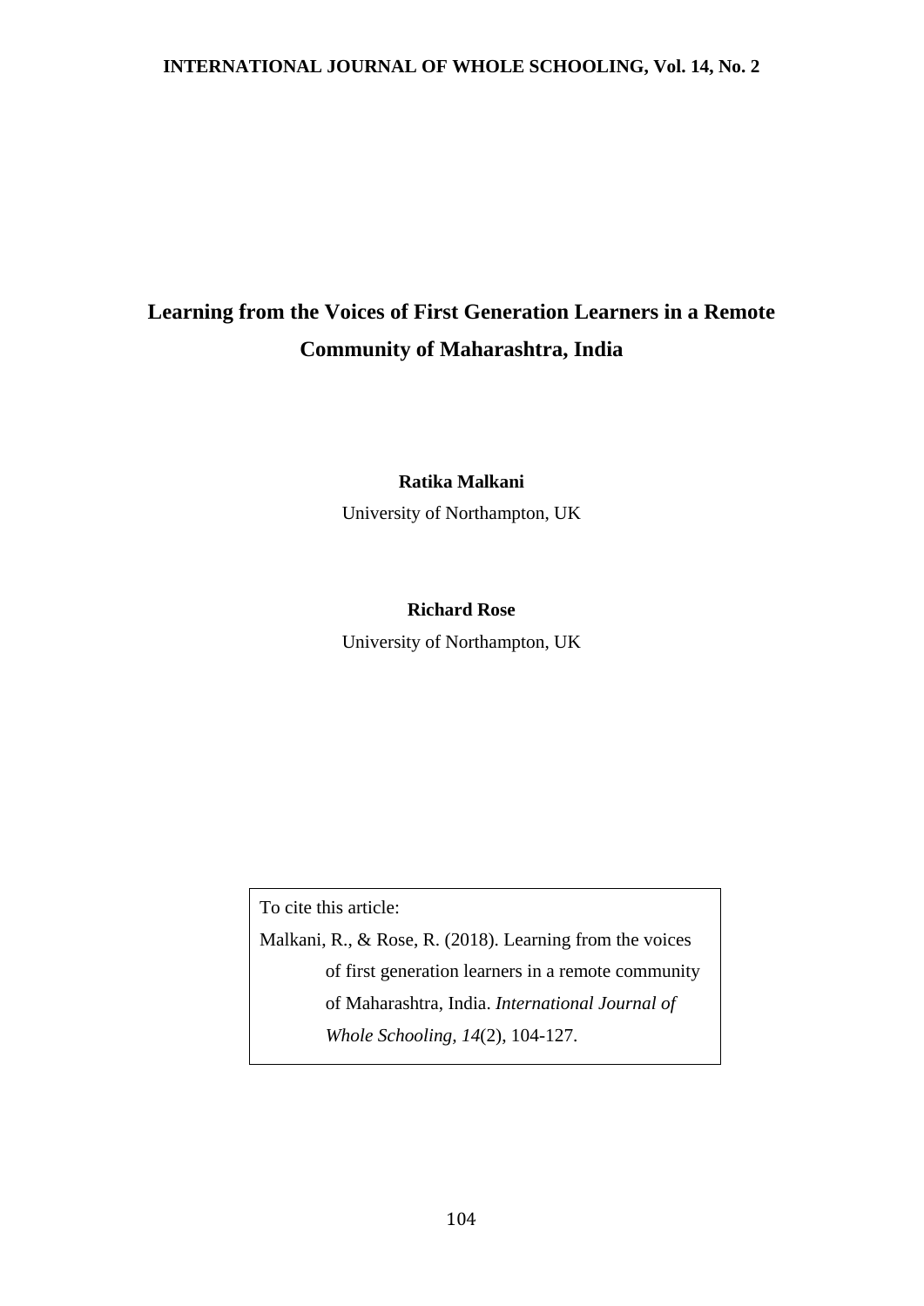# Learning from the Voices of First Generation Learners in a Remote Community of Maharashtra, India

**Ratika Malkani**

University of Northampton, UK

**Richard Rose**

University of Northampton, UK

To cite this article:

Malkani, R., & Rose, R. (2018). Learning from the voices of first generation learners in a remote community of Maharashtra, India. *International Journal of Whole Schooling, 14*(2), 104-127.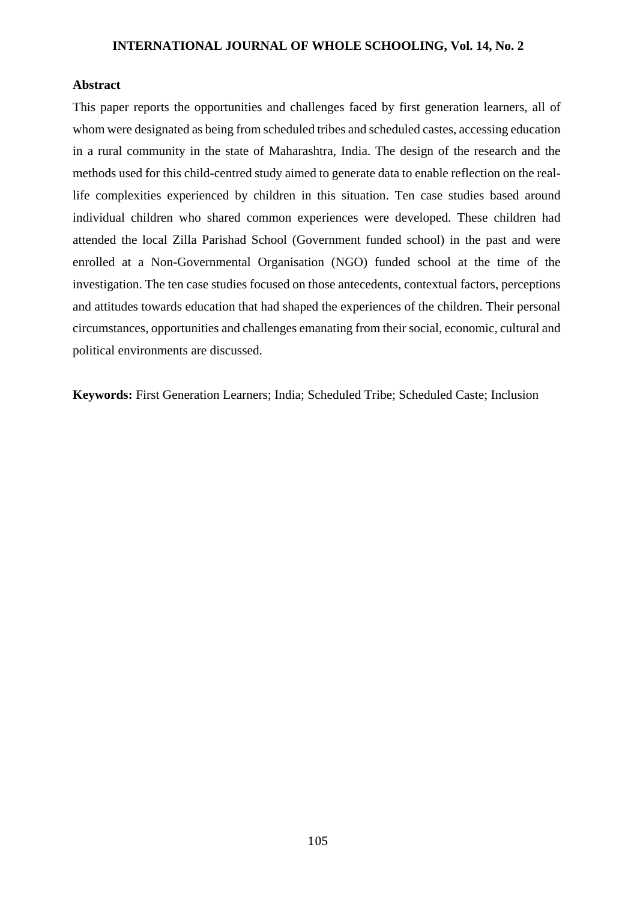## Abstract

This paper reports the opportunities and challenges faced by first generation learners, all of whom were designated as being from scheduled tribes and scheduled castes, accessing education in a rural community in the state of Maharashtra, India. The design of the research and the methods used for this child-centred study aimed to generate data to enable reflection on the real-life complexities experienced by children in this situation. Ten case studies based around individual children who shared common experiences were developed. These children had attended the local Zilla Parishad School (Government funded school) in the past and were enrolled at a Non-Governmental Organisation (NGO) funded school at the time of the investigation. The ten case studies focused on those antecedents, contextual factors, perceptions and attitudes towards education that had shaped the experiences of the children. Their personal circumstances, opportunities and challenges emanating from their social, economic, cultural and political environments are discussed.

**Keywords:** First Generation Learners; India; Scheduled Tribe; Scheduled Caste; Inclusion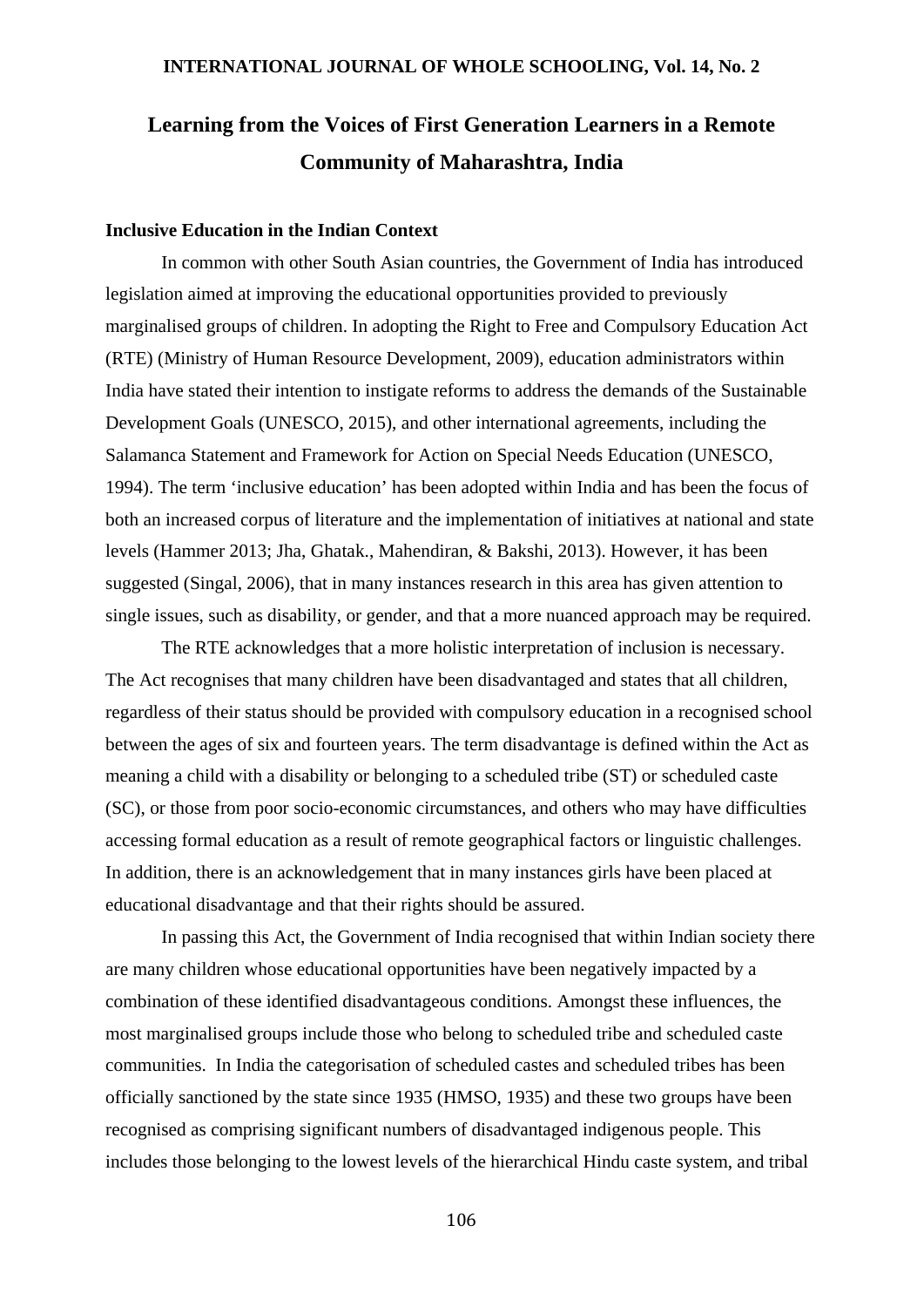# Learning from the Voices of First Generation Learners in a Remote Community of Maharashtra, India

## Inclusive Education in the Indian Context

In common with other South Asian countries, the Government of India has introduced legislation aimed at improving the educational opportunities provided to previously marginalised groups of children. In adopting the Right to Free and Compulsory Education Act (RTE) (Ministry of Human Resource Development, 2009), education administrators within India have stated their intention to instigate reforms to address the demands of the Sustainable Development Goals (UNESCO, 2015), and other international agreements, including the Salamanca Statement and Framework for Action on Special Needs Education (UNESCO, 1994). The term 'inclusive education' has been adopted within India and has been the focus of both an increased corpus of literature and the implementation of initiatives at national and state levels (Hammer 2013; Jha, Ghatak., Mahendiran, & Bakshi, 2013). However, it has been suggested (Singal, 2006), that in many instances research in this area has given attention to single issues, such as disability, or gender, and that a more nuanced approach may be required.

The RTE acknowledges that a more holistic interpretation of inclusion is necessary. The Act recognises that many children have been disadvantaged and states that all children, regardless of their status should be provided with compulsory education in a recognised school between the ages of six and fourteen years. The term disadvantage is defined within the Act as meaning a child with a disability or belonging to a scheduled tribe (ST) or scheduled caste (SC), or those from poor socio-economic circumstances, and others who may have difficulties accessing formal education as a result of remote geographical factors or linguistic challenges. In addition, there is an acknowledgement that in many instances girls have been placed at educational disadvantage and that their rights should be assured.

In passing this Act, the Government of India recognised that within Indian society there are many children whose educational opportunities have been negatively impacted by a combination of these identified disadvantageous conditions. Amongst these influences, the most marginalised groups include those who belong to scheduled tribe and scheduled caste communities. In India the categorisation of scheduled castes and scheduled tribes has been officially sanctioned by the state since 1935 (HMSO, 1935) and these two groups have been recognised as comprising significant numbers of disadvantaged indigenous people. This includes those belonging to the lowest levels of the hierarchical Hindu caste system, and tribal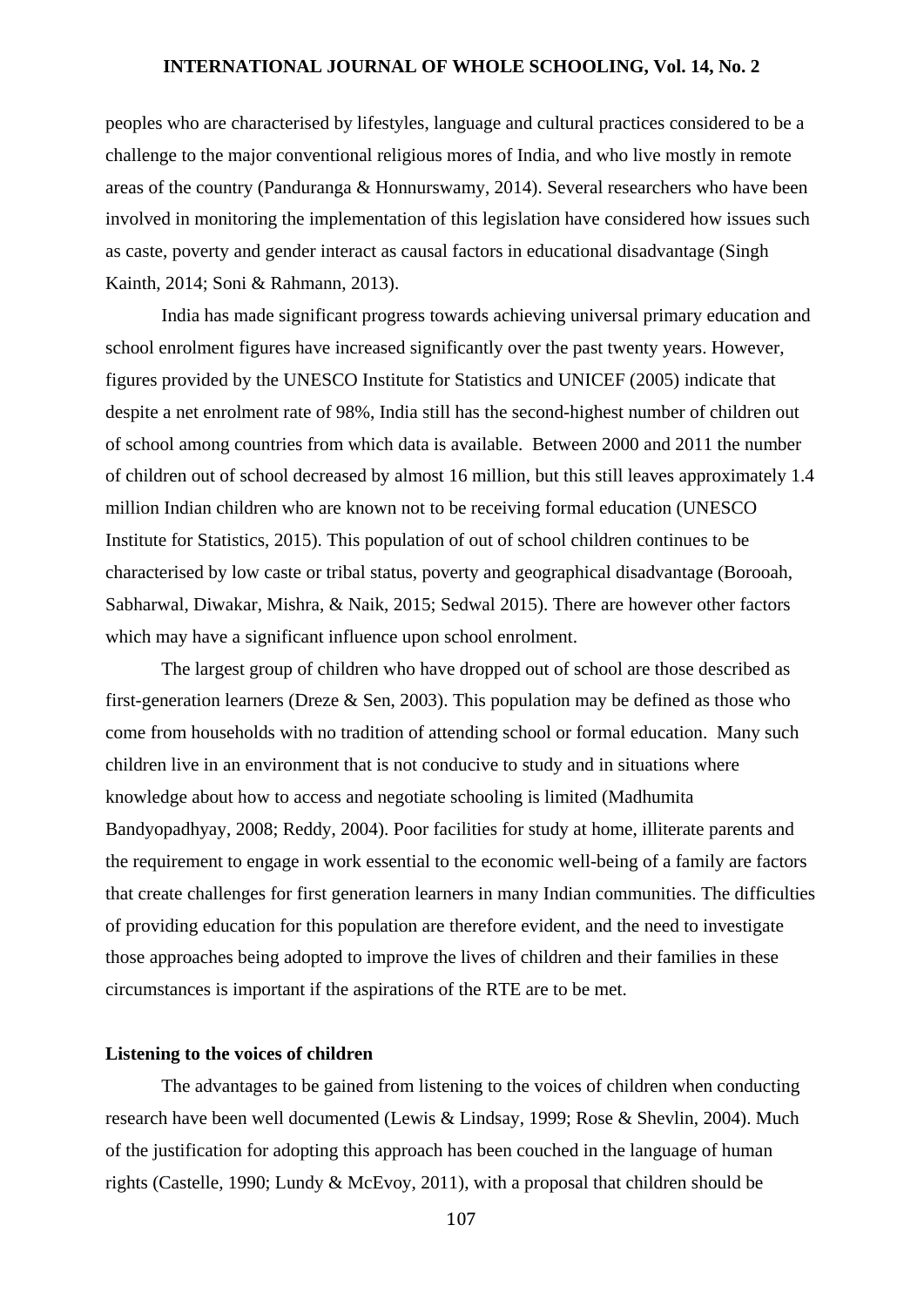peoples who are characterised by lifestyles, language and cultural practices considered to be a challenge to the major conventional religious mores of India, and who live mostly in remote areas of the country (Panduranga & Honnurswamy, 2014). Several researchers who have been involved in monitoring the implementation of this legislation have considered how issues such as caste, poverty and gender interact as causal factors in educational disadvantage (Singh Kainth, 2014; Soni & Rahmann, 2013).

India has made significant progress towards achieving universal primary education and school enrolment figures have increased significantly over the past twenty years. However, figures provided by the UNESCO Institute for Statistics and UNICEF (2005) indicate that despite a net enrolment rate of 98%, India still has the second-highest number of children out of school among countries from which data is available. Between 2000 and 2011 the number of children out of school decreased by almost 16 million, but this still leaves approximately 1.4 million Indian children who are known not to be receiving formal education (UNESCO Institute for Statistics, 2015). This population of out of school children continues to be characterised by low caste or tribal status, poverty and geographical disadvantage (Borooah, Sabharwal, Diwakar, Mishra, & Naik, 2015; Sedwal 2015). There are however other factors which may have a significant influence upon school enrolment.

The largest group of children who have dropped out of school are those described as first-generation learners (Dreze & Sen, 2003). This population may be defined as those who come from households with no tradition of attending school or formal education. Many such children live in an environment that is not conducive to study and in situations where knowledge about how to access and negotiate schooling is limited (Madhumita Bandyopadhyay, 2008; Reddy, 2004). Poor facilities for study at home, illiterate parents and the requirement to engage in work essential to the economic well-being of a family are factors that create challenges for first generation learners in many Indian communities. The difficulties of providing education for this population are therefore evident, and the need to investigate those approaches being adopted to improve the lives of children and their families in these circumstances is important if the aspirations of the RTE are to be met.

**Listening to the voices of children**

The advantages to be gained from listening to the voices of children when conducting research have been well documented (Lewis & Lindsay, 1999; Rose & Shevlin, 2004). Much of the justification for adopting this approach has been couched in the language of human rights (Castelle, 1990; Lundy & McEvoy, 2011), with a proposal that children should be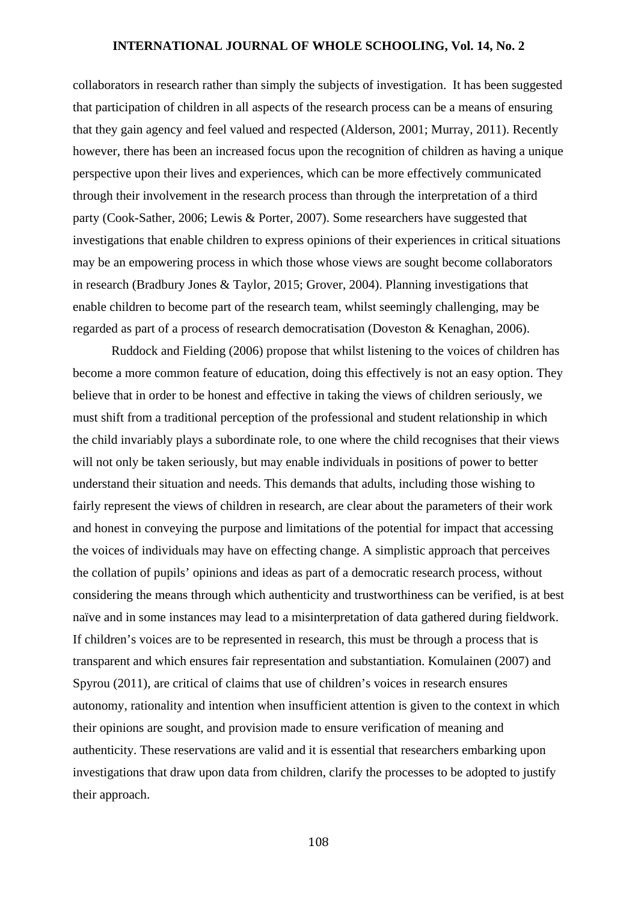collaborators in research rather than simply the subjects of investigation. It has been suggested that participation of children in all aspects of the research process can be a means of ensuring that they gain agency and feel valued and respected (Alderson, 2001; Murray, 2011). Recently however, there has been an increased focus upon the recognition of children as having a unique perspective upon their lives and experiences, which can be more effectively communicated through their involvement in the research process than through the interpretation of a third party (Cook-Sather, 2006; Lewis & Porter, 2007). Some researchers have suggested that investigations that enable children to express opinions of their experiences in critical situations may be an empowering process in which those whose views are sought become collaborators in research (Bradbury Jones & Taylor, 2015; Grover, 2004). Planning investigations that enable children to become part of the research team, whilst seemingly challenging, may be regarded as part of a process of research democratisation (Doveston & Kenaghan, 2006).

Ruddock and Fielding (2006) propose that whilst listening to the voices of children has become a more common feature of education, doing this effectively is not an easy option. They believe that in order to be honest and effective in taking the views of children seriously, we must shift from a traditional perception of the professional and student relationship in which the child invariably plays a subordinate role, to one where the child recognises that their views will not only be taken seriously, but may enable individuals in positions of power to better understand their situation and needs. This demands that adults, including those wishing to fairly represent the views of children in research, are clear about the parameters of their work and honest in conveying the purpose and limitations of the potential for impact that accessing the voices of individuals may have on effecting change. A simplistic approach that perceives the collation of pupils' opinions and ideas as part of a democratic research process, without considering the means through which authenticity and trustworthiness can be verified, is at best naïve and in some instances may lead to a misinterpretation of data gathered during fieldwork. If children's voices are to be represented in research, this must be through a process that is transparent and which ensures fair representation and substantiation. Komulainen (2007) and Spyrou (2011), are critical of claims that use of children's voices in research ensures autonomy, rationality and intention when insufficient attention is given to the context in which their opinions are sought, and provision made to ensure verification of meaning and authenticity. These reservations are valid and it is essential that researchers embarking upon investigations that draw upon data from children, clarify the processes to be adopted to justify their approach.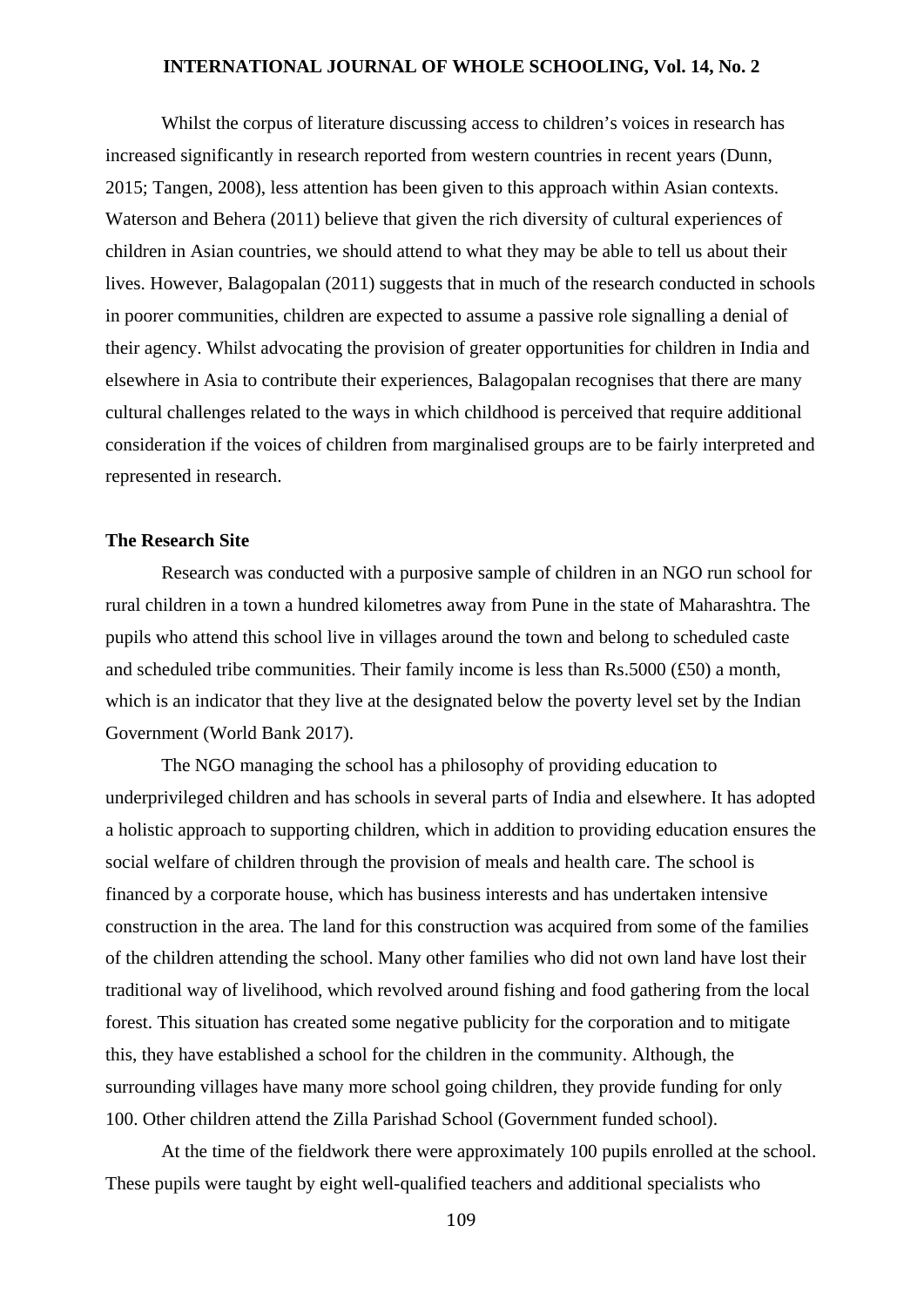Whilst the corpus of literature discussing access to children's voices in research has increased significantly in research reported from western countries in recent years (Dunn, 2015; Tangen, 2008), less attention has been given to this approach within Asian contexts. Waterson and Behera (2011) believe that given the rich diversity of cultural experiences of children in Asian countries, we should attend to what they may be able to tell us about their lives. However, Balagopalan (2011) suggests that in much of the research conducted in schools in poorer communities, children are expected to assume a passive role signalling a denial of their agency. Whilst advocating the provision of greater opportunities for children in India and elsewhere in Asia to contribute their experiences, Balagopalan recognises that there are many cultural challenges related to the ways in which childhood is perceived that require additional consideration if the voices of children from marginalised groups are to be fairly interpreted and represented in research.

**The Research Site**

Research was conducted with a purposive sample of children in an NGO run school for rural children in a town a hundred kilometres away from Pune in the state of Maharashtra. The pupils who attend this school live in villages around the town and belong to scheduled caste and scheduled tribe communities. Their family income is less than Rs.5000 (£50) a month, which is an indicator that they live at the designated below the poverty level set by the Indian Government (World Bank 2017).

The NGO managing the school has a philosophy of providing education to underprivileged children and has schools in several parts of India and elsewhere. It has adopted a holistic approach to supporting children, which in addition to providing education ensures the social welfare of children through the provision of meals and health care. The school is financed by a corporate house, which has business interests and has undertaken intensive construction in the area. The land for this construction was acquired from some of the families of the children attending the school. Many other families who did not own land have lost their traditional way of livelihood, which revolved around fishing and food gathering from the local forest. This situation has created some negative publicity for the corporation and to mitigate this, they have established a school for the children in the community. Although, the surrounding villages have many more school going children, they provide funding for only 100. Other children attend the Zilla Parishad School (Government funded school).

At the time of the fieldwork there were approximately 100 pupils enrolled at the school. These pupils were taught by eight well-qualified teachers and additional specialists who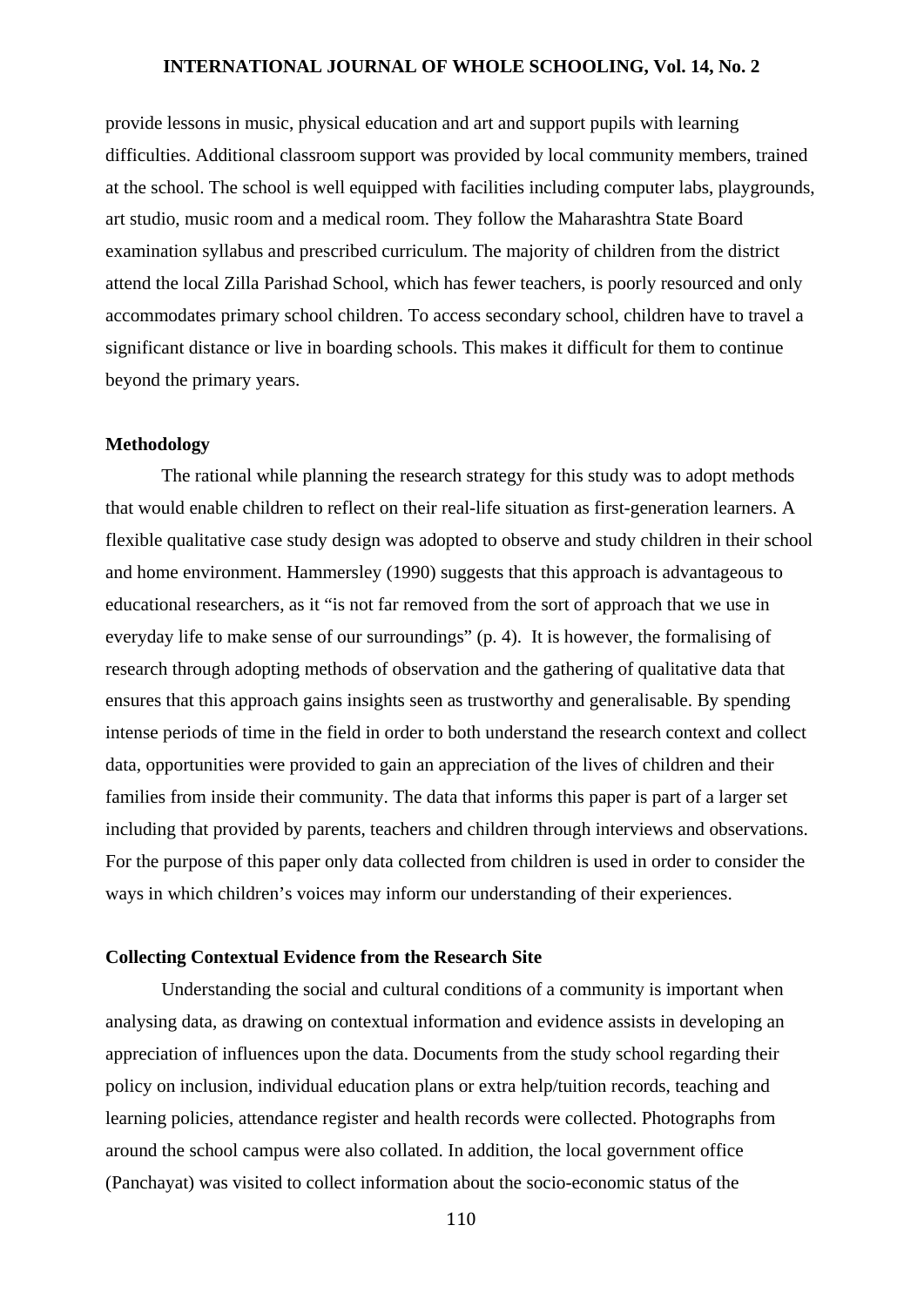provide lessons in music, physical education and art and support pupils with learning difficulties. Additional classroom support was provided by local community members, trained at the school. The school is well equipped with facilities including computer labs, playgrounds, art studio, music room and a medical room. They follow the Maharashtra State Board examination syllabus and prescribed curriculum. The majority of children from the district attend the local Zilla Parishad School, which has fewer teachers, is poorly resourced and only accommodates primary school children. To access secondary school, children have to travel a significant distance or live in boarding schools. This makes it difficult for them to continue beyond the primary years.

### Methodology

The rational while planning the research strategy for this study was to adopt methods that would enable children to reflect on their real-life situation as first-generation learners. A flexible qualitative case study design was adopted to observe and study children in their school and home environment. Hammersley (1990) suggests that this approach is advantageous to educational researchers, as it "is not far removed from the sort of approach that we use in everyday life to make sense of our surroundings" (p. 4). It is however, the formalising of research through adopting methods of observation and the gathering of qualitative data that ensures that this approach gains insights seen as trustworthy and generalisable. By spending intense periods of time in the field in order to both understand the research context and collect data, opportunities were provided to gain an appreciation of the lives of children and their families from inside their community. The data that informs this paper is part of a larger set including that provided by parents, teachers and children through interviews and observations. For the purpose of this paper only data collected from children is used in order to consider the ways in which children's voices may inform our understanding of their experiences.

### Collecting Contextual Evidence from the Research Site

Understanding the social and cultural conditions of a community is important when analysing data, as drawing on contextual information and evidence assists in developing an appreciation of influences upon the data. Documents from the study school regarding their policy on inclusion, individual education plans or extra help/tuition records, teaching and learning policies, attendance register and health records were collected. Photographs from around the school campus were also collated. In addition, the local government office (Panchayat) was visited to collect information about the socio-economic status of the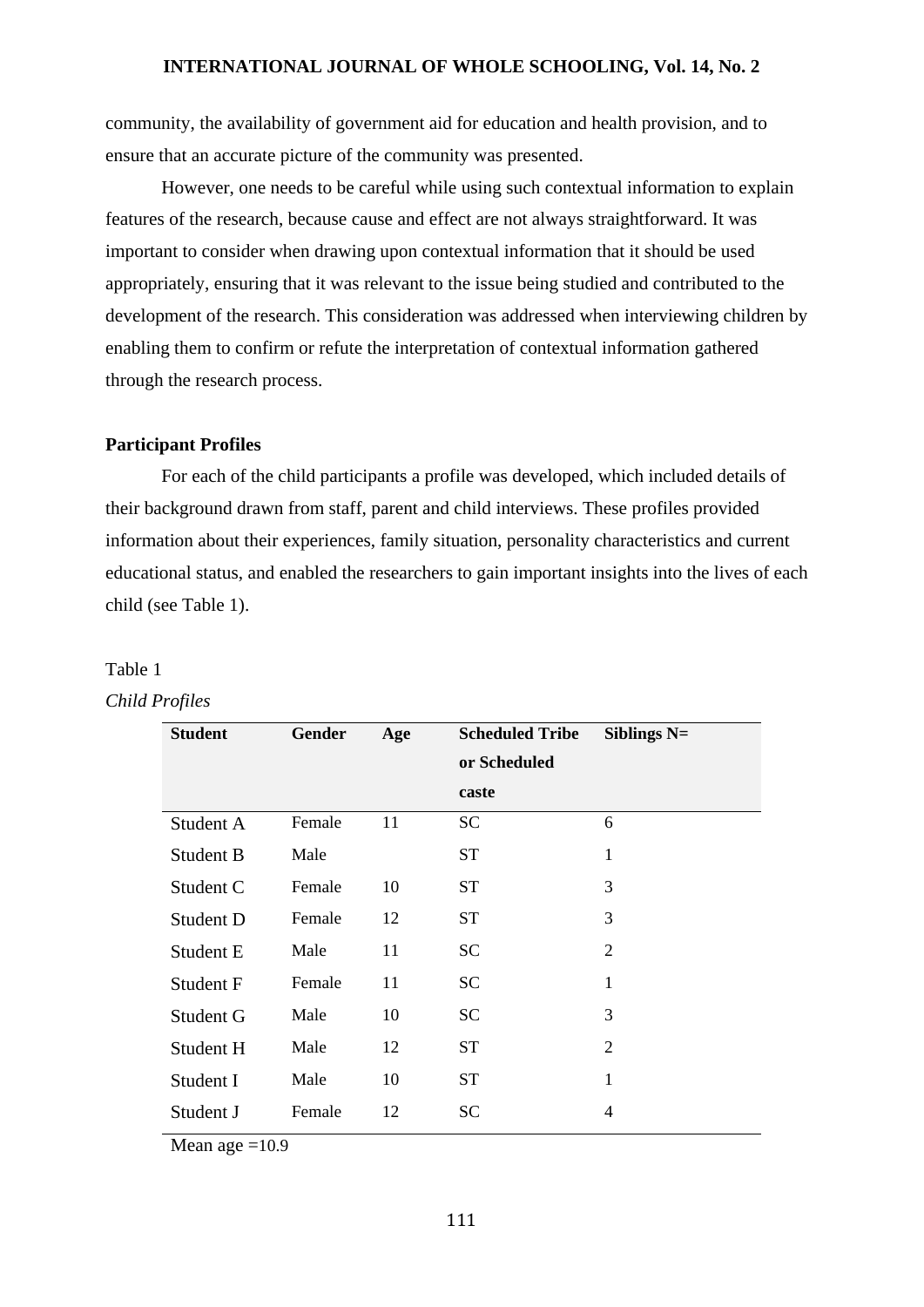community, the availability of government aid for education and health provision, and to ensure that an accurate picture of the community was presented.

However, one needs to be careful while using such contextual information to explain features of the research, because cause and effect are not always straightforward. It was important to consider when drawing upon contextual information that it should be used appropriately, ensuring that it was relevant to the issue being studied and contributed to the development of the research. This consideration was addressed when interviewing children by enabling them to confirm or refute the interpretation of contextual information gathered through the research process.

### Participant Profiles

For each of the child participants a profile was developed, which included details of their background drawn from staff, parent and child interviews. These profiles provided information about their experiences, family situation, personality characteristics and current educational status, and enabled the researchers to gain important insights into the lives of each child (see Table 1).

Table 1

*Child Profiles*

| Student | Gender | Age | Scheduled Tribe or Scheduled caste | Siblings N= |
|---|---|---|---|---|
| Student A | Female | 11 | SC | 6 |
| Student B | Male | | ST | 1 |
| Student C | Female | 10 | ST | 3 |
| Student D | Female | 12 | ST | 3 |
| Student E | Male | 11 | SC | 2 |
| Student F | Female | 11 | SC | 1 |
| Student G | Male | 10 | SC | 3 |
| Student H | Male | 12 | ST | 2 |
| Student I | Male | 10 | ST | 1 |
| Student J | Female | 12 | SC | 4 |

Mean age =10.9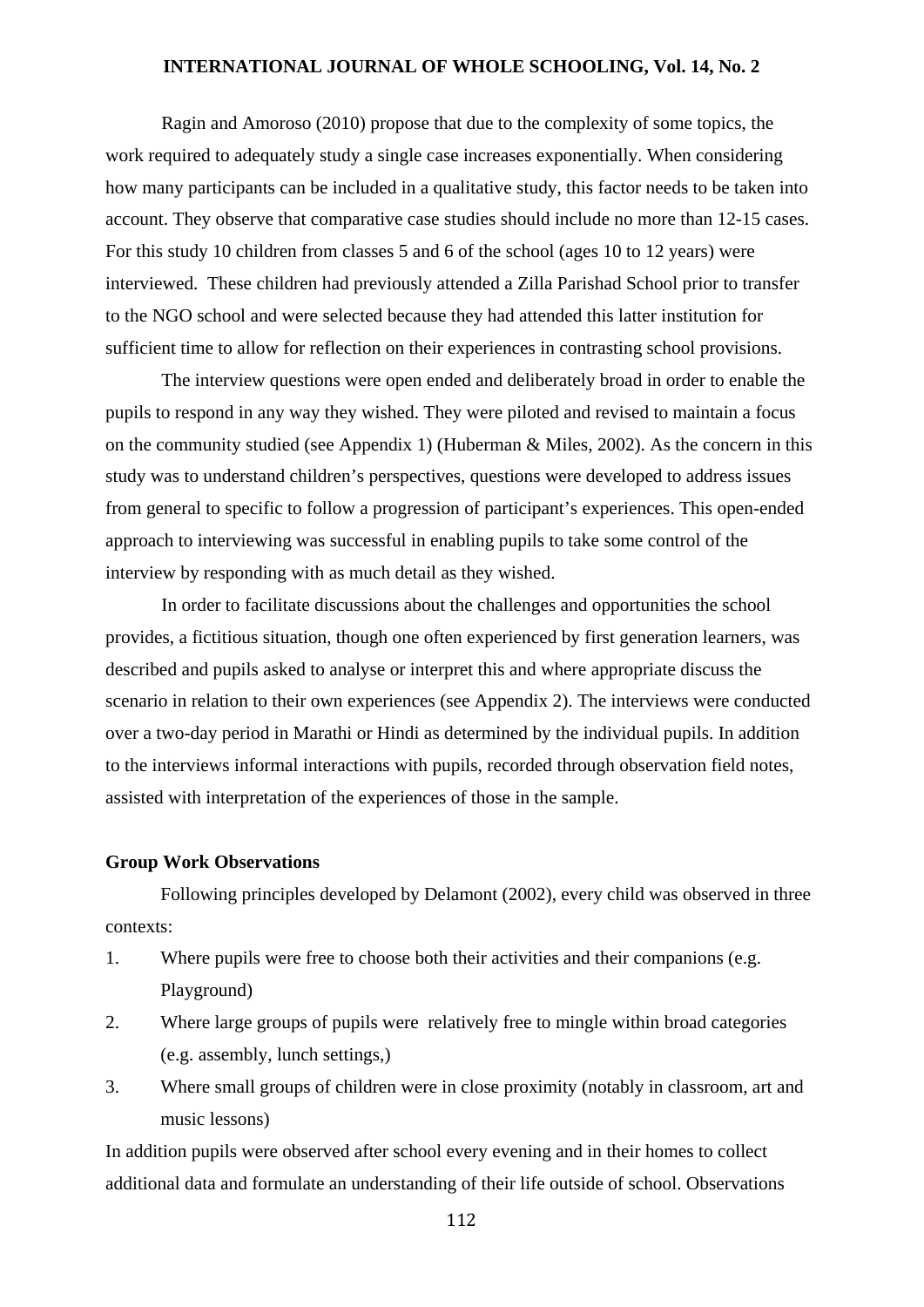Ragin and Amoroso (2010) propose that due to the complexity of some topics, the work required to adequately study a single case increases exponentially. When considering how many participants can be included in a qualitative study, this factor needs to be taken into account. They observe that comparative case studies should include no more than 12-15 cases. For this study 10 children from classes 5 and 6 of the school (ages 10 to 12 years) were interviewed. These children had previously attended a Zilla Parishad School prior to transfer to the NGO school and were selected because they had attended this latter institution for sufficient time to allow for reflection on their experiences in contrasting school provisions.

The interview questions were open ended and deliberately broad in order to enable the pupils to respond in any way they wished. They were piloted and revised to maintain a focus on the community studied (see Appendix 1) (Huberman & Miles, 2002). As the concern in this study was to understand children's perspectives, questions were developed to address issues from general to specific to follow a progression of participant's experiences. This open-ended approach to interviewing was successful in enabling pupils to take some control of the interview by responding with as much detail as they wished.

In order to facilitate discussions about the challenges and opportunities the school provides, a fictitious situation, though one often experienced by first generation learners, was described and pupils asked to analyse or interpret this and where appropriate discuss the scenario in relation to their own experiences (see Appendix 2). The interviews were conducted over a two-day period in Marathi or Hindi as determined by the individual pupils. In addition to the interviews informal interactions with pupils, recorded through observation field notes, assisted with interpretation of the experiences of those in the sample.

**Group Work Observations**

Following principles developed by Delamont (2002), every child was observed in three contexts:

1. Where pupils were free to choose both their activities and their companions (e.g. Playground)
2. Where large groups of pupils were relatively free to mingle within broad categories (e.g. assembly, lunch settings,)
3. Where small groups of children were in close proximity (notably in classroom, art and music lessons)

In addition pupils were observed after school every evening and in their homes to collect additional data and formulate an understanding of their life outside of school. Observations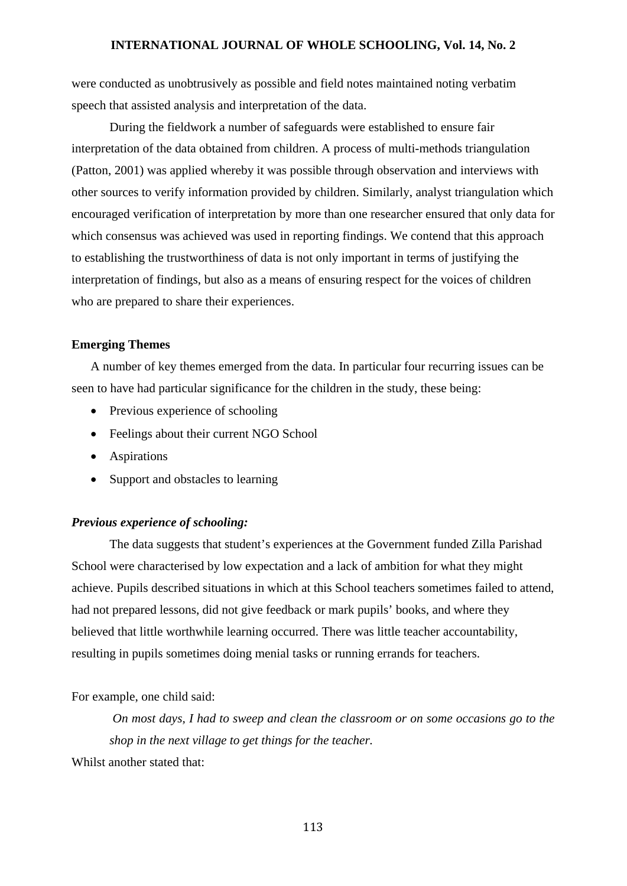were conducted as unobtrusively as possible and field notes maintained noting verbatim speech that assisted analysis and interpretation of the data.

During the fieldwork a number of safeguards were established to ensure fair interpretation of the data obtained from children. A process of multi-methods triangulation (Patton, 2001) was applied whereby it was possible through observation and interviews with other sources to verify information provided by children. Similarly, analyst triangulation which encouraged verification of interpretation by more than one researcher ensured that only data for which consensus was achieved was used in reporting findings. We contend that this approach to establishing the trustworthiness of data is not only important in terms of justifying the interpretation of findings, but also as a means of ensuring respect for the voices of children who are prepared to share their experiences.

### Emerging Themes

A number of key themes emerged from the data. In particular four recurring issues can be seen to have had particular significance for the children in the study, these being:

- Previous experience of schooling
- Feelings about their current NGO School
- Aspirations
- Support and obstacles to learning

#### *Previous experience of schooling:*

The data suggests that student's experiences at the Government funded Zilla Parishad School were characterised by low expectation and a lack of ambition for what they might achieve. Pupils described situations in which at this School teachers sometimes failed to attend, had not prepared lessons, did not give feedback or mark pupils' books, and where they believed that little worthwhile learning occurred. There was little teacher accountability, resulting in pupils sometimes doing menial tasks or running errands for teachers.

For example, one child said:

> *On most days, I had to sweep and clean the classroom or on some occasions go to the shop in the next village to get things for the teacher.*

Whilst another stated that: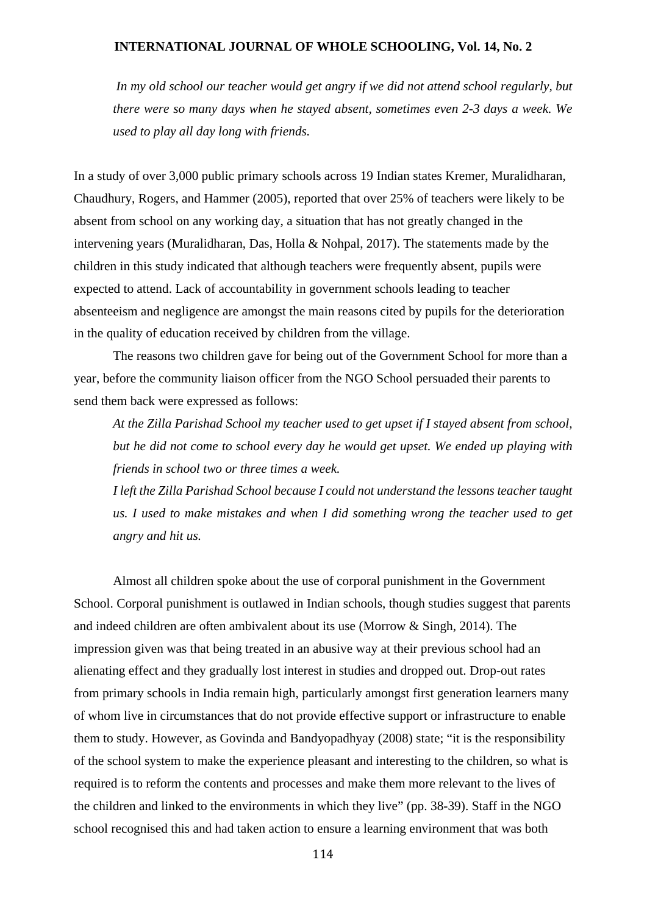> *In my old school our teacher would get angry if we did not attend school regularly, but there were so many days when he stayed absent, sometimes even 2-3 days a week. We used to play all day long with friends.*

In a study of over 3,000 public primary schools across 19 Indian states Kremer, Muralidharan, Chaudhury, Rogers, and Hammer (2005), reported that over 25% of teachers were likely to be absent from school on any working day, a situation that has not greatly changed in the intervening years (Muralidharan, Das, Holla & Nohpal, 2017). The statements made by the children in this study indicated that although teachers were frequently absent, pupils were expected to attend. Lack of accountability in government schools leading to teacher absenteeism and negligence are amongst the main reasons cited by pupils for the deterioration in the quality of education received by children from the village.

The reasons two children gave for being out of the Government School for more than a year, before the community liaison officer from the NGO School persuaded their parents to send them back were expressed as follows:

> *At the Zilla Parishad School my teacher used to get upset if I stayed absent from school, but he did not come to school every day he would get upset. We ended up playing with friends in school two or three times a week.*
>
> *I left the Zilla Parishad School because I could not understand the lessons teacher taught us. I used to make mistakes and when I did something wrong the teacher used to get angry and hit us.*

Almost all children spoke about the use of corporal punishment in the Government School. Corporal punishment is outlawed in Indian schools, though studies suggest that parents and indeed children are often ambivalent about its use (Morrow & Singh, 2014). The impression given was that being treated in an abusive way at their previous school had an alienating effect and they gradually lost interest in studies and dropped out. Drop-out rates from primary schools in India remain high, particularly amongst first generation learners many of whom live in circumstances that do not provide effective support or infrastructure to enable them to study. However, as Govinda and Bandyopadhyay (2008) state; "it is the responsibility of the school system to make the experience pleasant and interesting to the children, so what is required is to reform the contents and processes and make them more relevant to the lives of the children and linked to the environments in which they live" (pp. 38-39). Staff in the NGO school recognised this and had taken action to ensure a learning environment that was both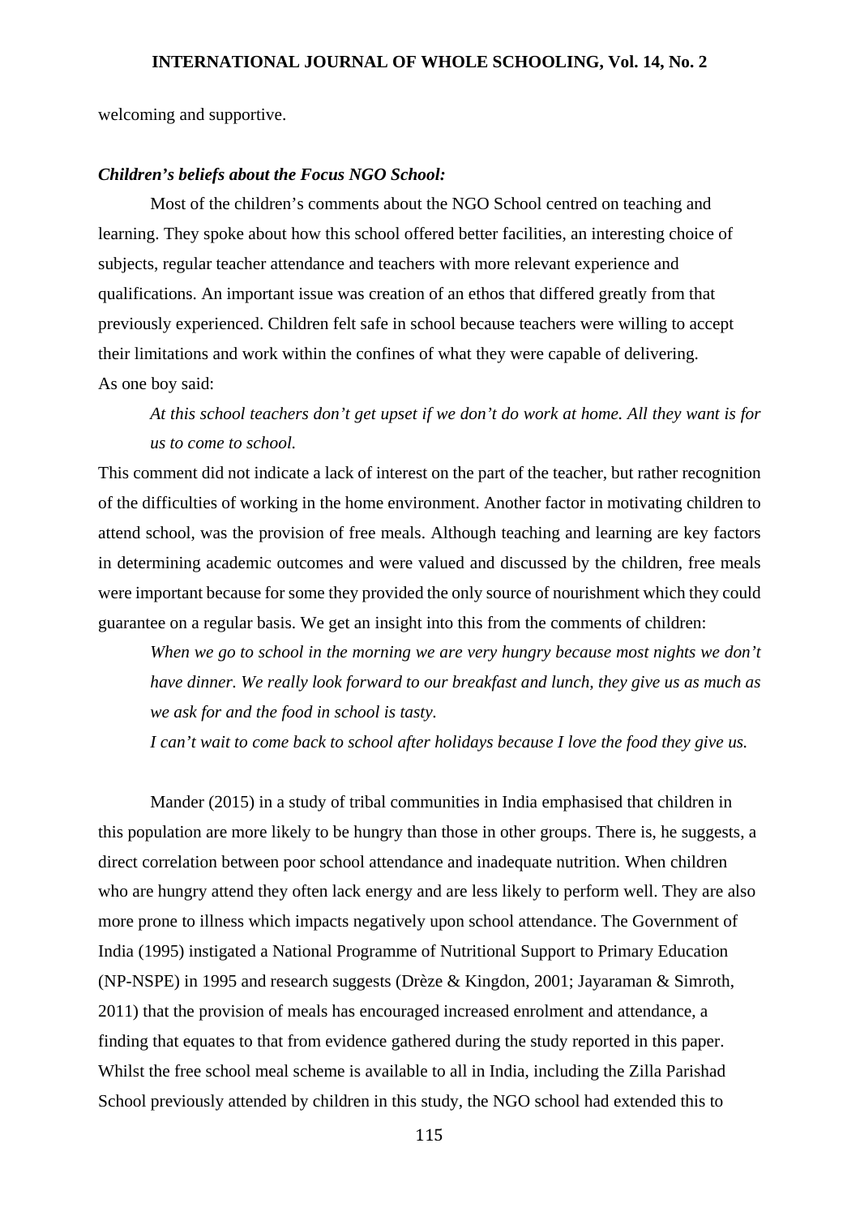welcoming and supportive.

***Children's beliefs about the Focus NGO School:***

Most of the children's comments about the NGO School centred on teaching and learning. They spoke about how this school offered better facilities, an interesting choice of subjects, regular teacher attendance and teachers with more relevant experience and qualifications. An important issue was creation of an ethos that differed greatly from that previously experienced. Children felt safe in school because teachers were willing to accept their limitations and work within the confines of what they were capable of delivering.
As one boy said:

> *At this school teachers don't get upset if we don't do work at home. All they want is for us to come to school.*

This comment did not indicate a lack of interest on the part of the teacher, but rather recognition of the difficulties of working in the home environment. Another factor in motivating children to attend school, was the provision of free meals. Although teaching and learning are key factors in determining academic outcomes and were valued and discussed by the children, free meals were important because for some they provided the only source of nourishment which they could guarantee on a regular basis. We get an insight into this from the comments of children:

> *When we go to school in the morning we are very hungry because most nights we don't have dinner. We really look forward to our breakfast and lunch, they give us as much as we ask for and the food in school is tasty.*
>
> *I can't wait to come back to school after holidays because I love the food they give us.*

Mander (2015) in a study of tribal communities in India emphasised that children in this population are more likely to be hungry than those in other groups. There is, he suggests, a direct correlation between poor school attendance and inadequate nutrition. When children who are hungry attend they often lack energy and are less likely to perform well. They are also more prone to illness which impacts negatively upon school attendance. The Government of India (1995) instigated a National Programme of Nutritional Support to Primary Education (NP-NSPE) in 1995 and research suggests (Drèze & Kingdon, 2001; Jayaraman & Simroth, 2011) that the provision of meals has encouraged increased enrolment and attendance, a finding that equates to that from evidence gathered during the study reported in this paper. Whilst the free school meal scheme is available to all in India, including the Zilla Parishad School previously attended by children in this study, the NGO school had extended this to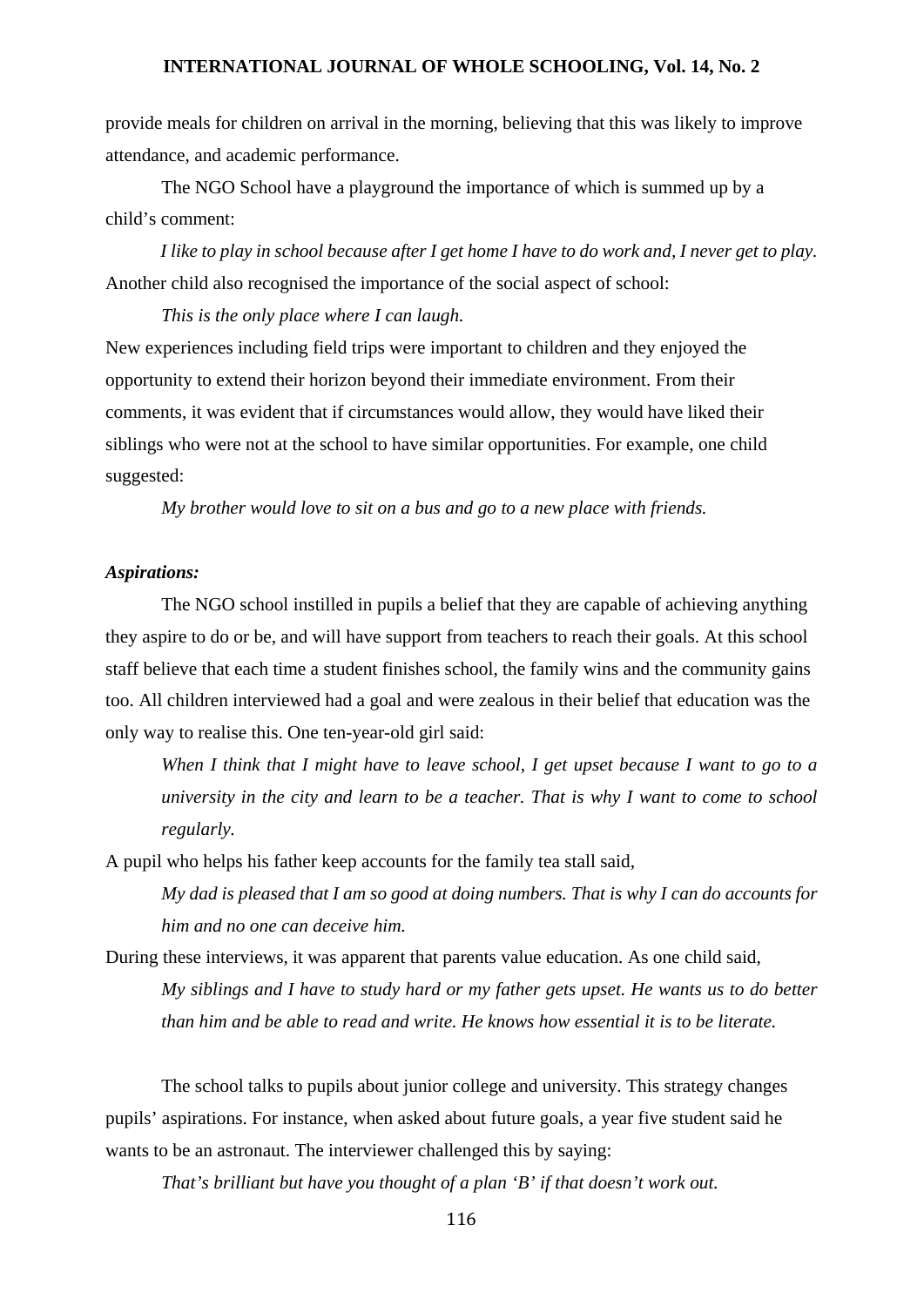provide meals for children on arrival in the morning, believing that this was likely to improve attendance, and academic performance.

The NGO School have a playground the importance of which is summed up by a child's comment:

*I like to play in school because after I get home I have to do work and, I never get to play.*

Another child also recognised the importance of the social aspect of school:

*This is the only place where I can laugh.*

New experiences including field trips were important to children and they enjoyed the opportunity to extend their horizon beyond their immediate environment. From their comments, it was evident that if circumstances would allow, they would have liked their siblings who were not at the school to have similar opportunities. For example, one child suggested:

*My brother would love to sit on a bus and go to a new place with friends.*

***Aspirations:***

The NGO school instilled in pupils a belief that they are capable of achieving anything they aspire to do or be, and will have support from teachers to reach their goals. At this school staff believe that each time a student finishes school, the family wins and the community gains too. All children interviewed had a goal and were zealous in their belief that education was the only way to realise this. One ten-year-old girl said:

> *When I think that I might have to leave school, I get upset because I want to go to a university in the city and learn to be a teacher. That is why I want to come to school regularly.*

A pupil who helps his father keep accounts for the family tea stall said,

> *My dad is pleased that I am so good at doing numbers. That is why I can do accounts for him and no one can deceive him.*

During these interviews, it was apparent that parents value education. As one child said,

> *My siblings and I have to study hard or my father gets upset. He wants us to do better than him and be able to read and write. He knows how essential it is to be literate.*

The school talks to pupils about junior college and university. This strategy changes pupils' aspirations. For instance, when asked about future goals, a year five student said he wants to be an astronaut. The interviewer challenged this by saying:

*That's brilliant but have you thought of a plan 'B' if that doesn't work out.*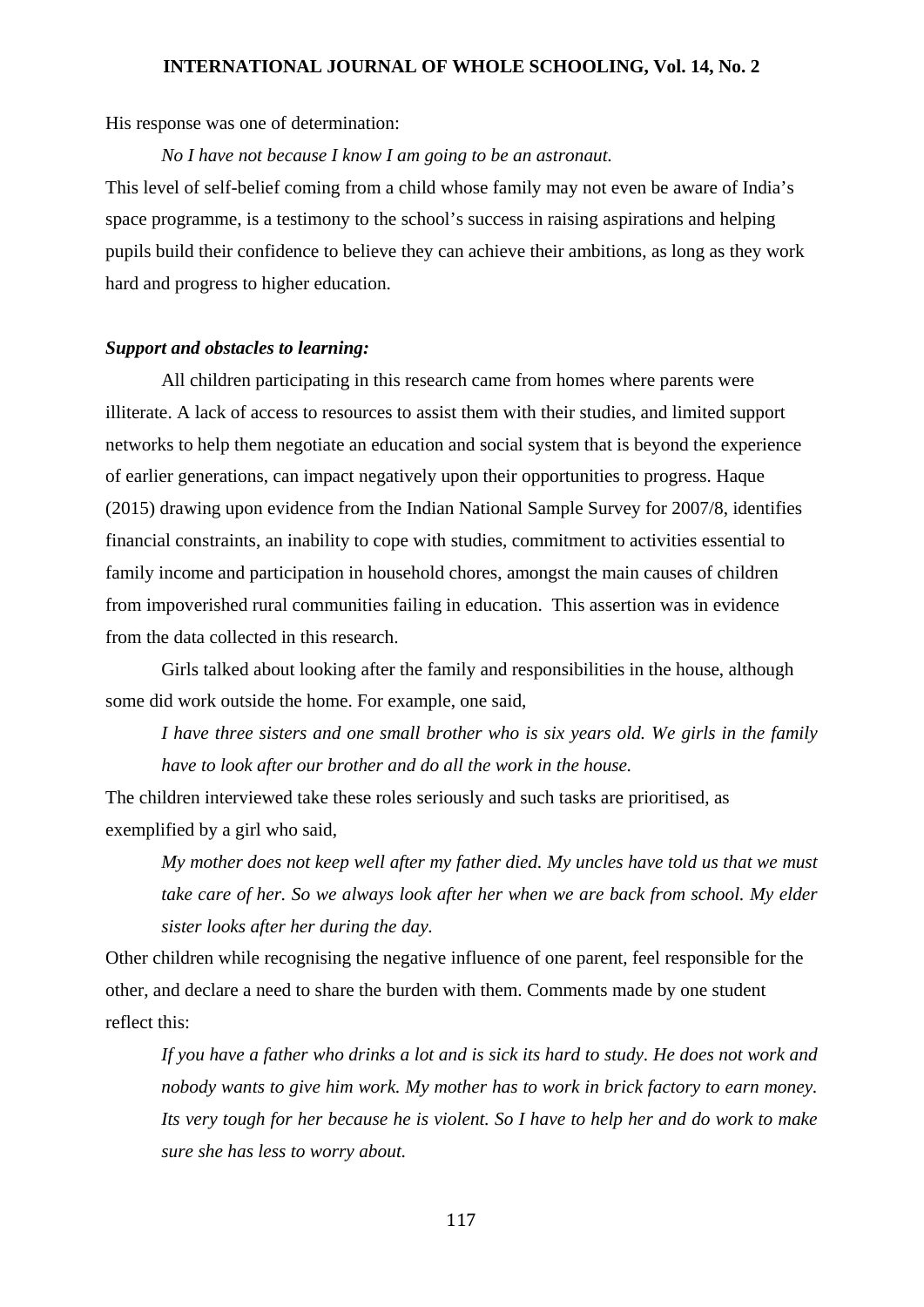His response was one of determination:

> *No I have not because I know I am going to be an astronaut.*

This level of self-belief coming from a child whose family may not even be aware of India's space programme, is a testimony to the school's success in raising aspirations and helping pupils build their confidence to believe they can achieve their ambitions, as long as they work hard and progress to higher education.

***Support and obstacles to learning:***

All children participating in this research came from homes where parents were illiterate. A lack of access to resources to assist them with their studies, and limited support networks to help them negotiate an education and social system that is beyond the experience of earlier generations, can impact negatively upon their opportunities to progress. Haque (2015) drawing upon evidence from the Indian National Sample Survey for 2007/8, identifies financial constraints, an inability to cope with studies, commitment to activities essential to family income and participation in household chores, amongst the main causes of children from impoverished rural communities failing in education. This assertion was in evidence from the data collected in this research.

Girls talked about looking after the family and responsibilities in the house, although some did work outside the home. For example, one said,

> *I have three sisters and one small brother who is six years old. We girls in the family have to look after our brother and do all the work in the house.*

The children interviewed take these roles seriously and such tasks are prioritised, as exemplified by a girl who said,

> *My mother does not keep well after my father died. My uncles have told us that we must take care of her. So we always look after her when we are back from school. My elder sister looks after her during the day.*

Other children while recognising the negative influence of one parent, feel responsible for the other, and declare a need to share the burden with them. Comments made by one student reflect this:

> *If you have a father who drinks a lot and is sick its hard to study. He does not work and nobody wants to give him work. My mother has to work in brick factory to earn money. Its very tough for her because he is violent. So I have to help her and do work to make sure she has less to worry about.*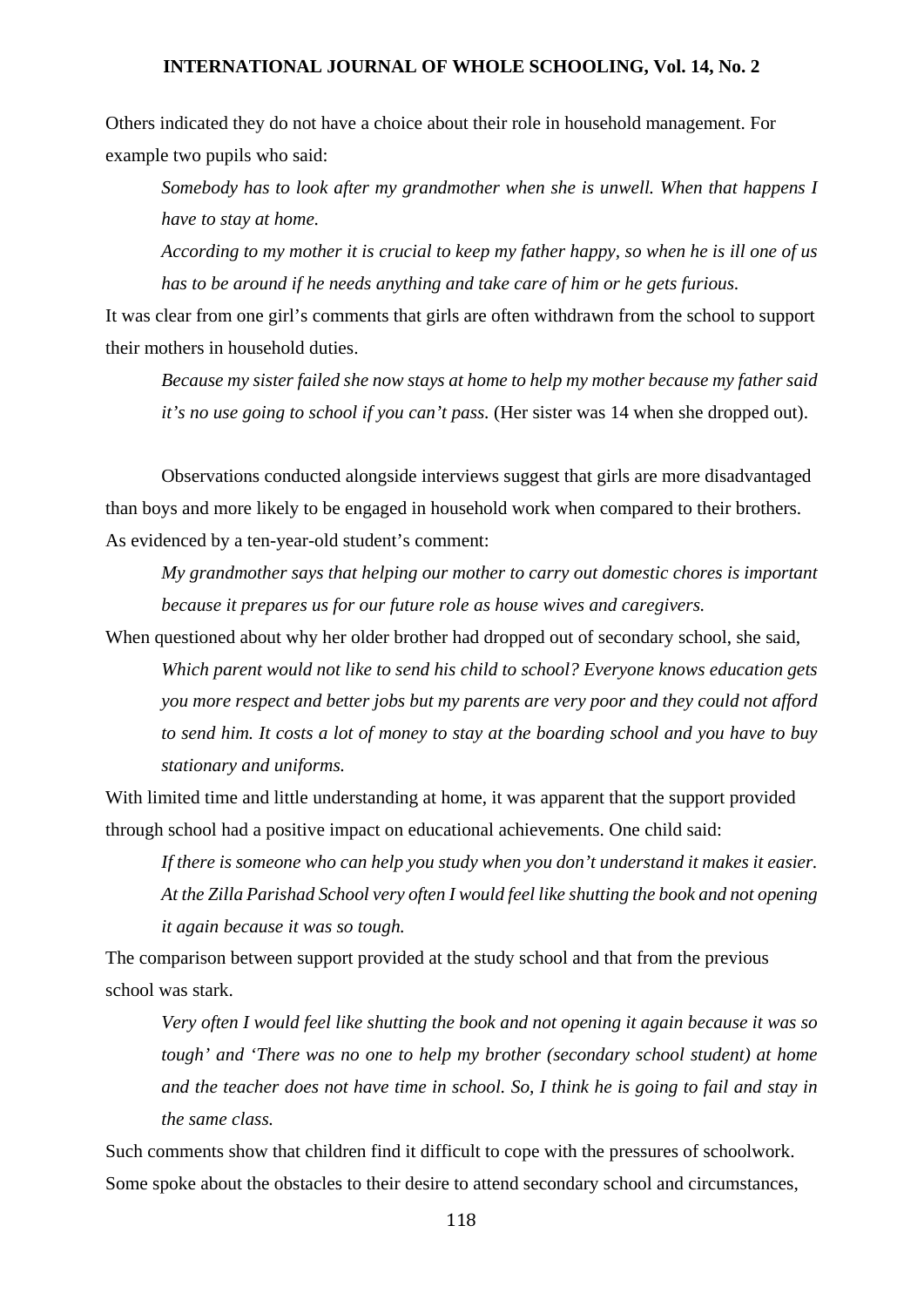Others indicated they do not have a choice about their role in household management. For example two pupils who said:

> *Somebody has to look after my grandmother when she is unwell. When that happens I have to stay at home.*
>
> *According to my mother it is crucial to keep my father happy, so when he is ill one of us has to be around if he needs anything and take care of him or he gets furious.*

It was clear from one girl's comments that girls are often withdrawn from the school to support their mothers in household duties.

> *Because my sister failed she now stays at home to help my mother because my father said it's no use going to school if you can't pass.* (Her sister was 14 when she dropped out).

Observations conducted alongside interviews suggest that girls are more disadvantaged than boys and more likely to be engaged in household work when compared to their brothers. As evidenced by a ten-year-old student's comment:

> *My grandmother says that helping our mother to carry out domestic chores is important because it prepares us for our future role as house wives and caregivers.*

When questioned about why her older brother had dropped out of secondary school, she said,

> *Which parent would not like to send his child to school? Everyone knows education gets you more respect and better jobs but my parents are very poor and they could not afford to send him. It costs a lot of money to stay at the boarding school and you have to buy stationary and uniforms.*

With limited time and little understanding at home, it was apparent that the support provided through school had a positive impact on educational achievements. One child said:

> *If there is someone who can help you study when you don't understand it makes it easier. At the Zilla Parishad School very often I would feel like shutting the book and not opening it again because it was so tough.*

The comparison between support provided at the study school and that from the previous school was stark.

> *Very often I would feel like shutting the book and not opening it again because it was so tough' and 'There was no one to help my brother (secondary school student) at home and the teacher does not have time in school. So, I think he is going to fail and stay in the same class.*

Such comments show that children find it difficult to cope with the pressures of schoolwork. Some spoke about the obstacles to their desire to attend secondary school and circumstances,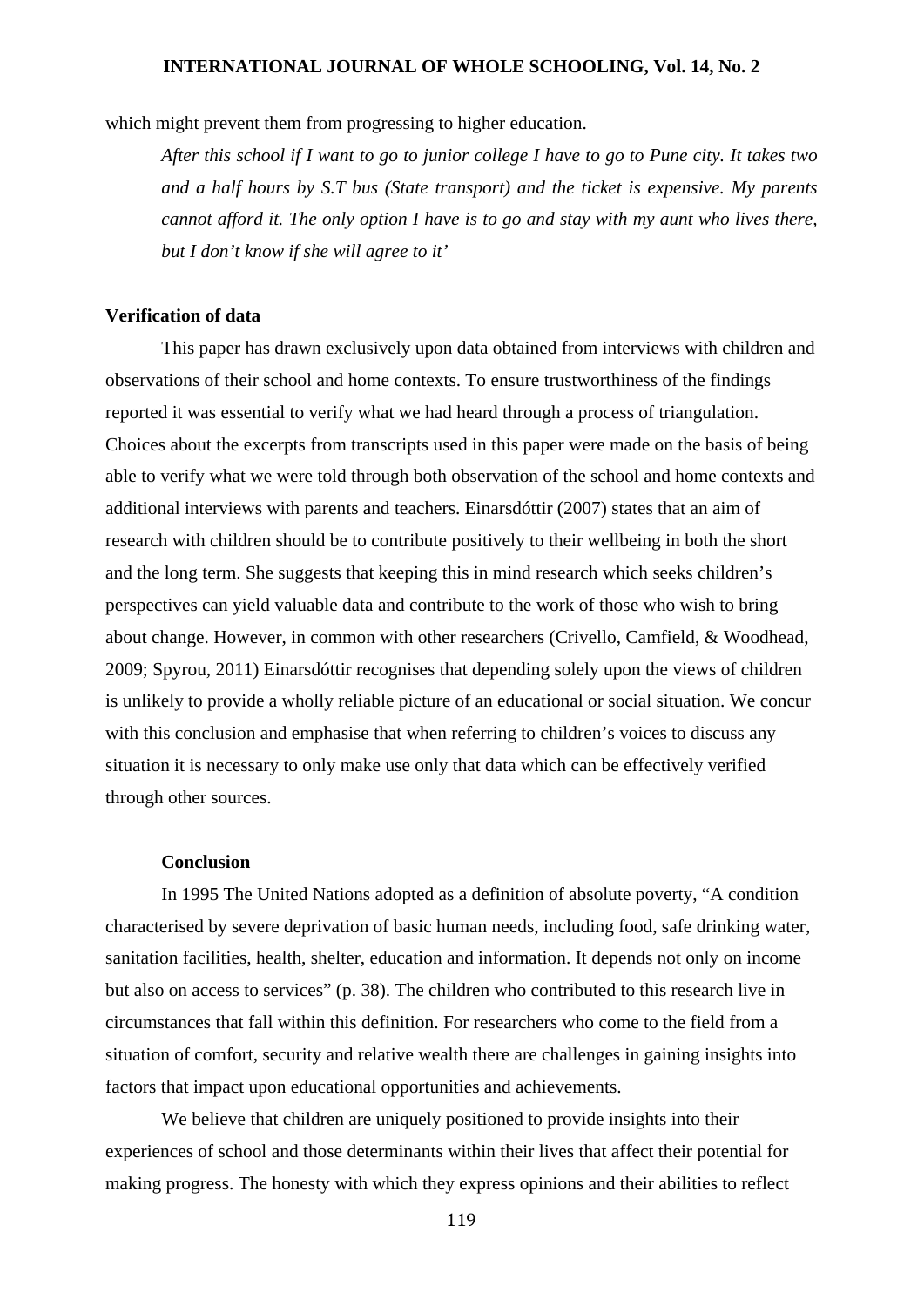which might prevent them from progressing to higher education.

> *After this school if I want to go to junior college I have to go to Pune city. It takes two and a half hours by S.T bus (State transport) and the ticket is expensive. My parents cannot afford it. The only option I have is to go and stay with my aunt who lives there, but I don't know if she will agree to it'*

**Verification of data**

This paper has drawn exclusively upon data obtained from interviews with children and observations of their school and home contexts. To ensure trustworthiness of the findings reported it was essential to verify what we had heard through a process of triangulation. Choices about the excerpts from transcripts used in this paper were made on the basis of being able to verify what we were told through both observation of the school and home contexts and additional interviews with parents and teachers. Einarsdóttir (2007) states that an aim of research with children should be to contribute positively to their wellbeing in both the short and the long term. She suggests that keeping this in mind research which seeks children's perspectives can yield valuable data and contribute to the work of those who wish to bring about change. However, in common with other researchers (Crivello, Camfield, & Woodhead, 2009; Spyrou, 2011) Einarsdóttir recognises that depending solely upon the views of children is unlikely to provide a wholly reliable picture of an educational or social situation. We concur with this conclusion and emphasise that when referring to children's voices to discuss any situation it is necessary to only make use only that data which can be effectively verified through other sources.

**Conclusion**

In 1995 The United Nations adopted as a definition of absolute poverty, "A condition characterised by severe deprivation of basic human needs, including food, safe drinking water, sanitation facilities, health, shelter, education and information. It depends not only on income but also on access to services" (p. 38). The children who contributed to this research live in circumstances that fall within this definition. For researchers who come to the field from a situation of comfort, security and relative wealth there are challenges in gaining insights into factors that impact upon educational opportunities and achievements.

We believe that children are uniquely positioned to provide insights into their experiences of school and those determinants within their lives that affect their potential for making progress. The honesty with which they express opinions and their abilities to reflect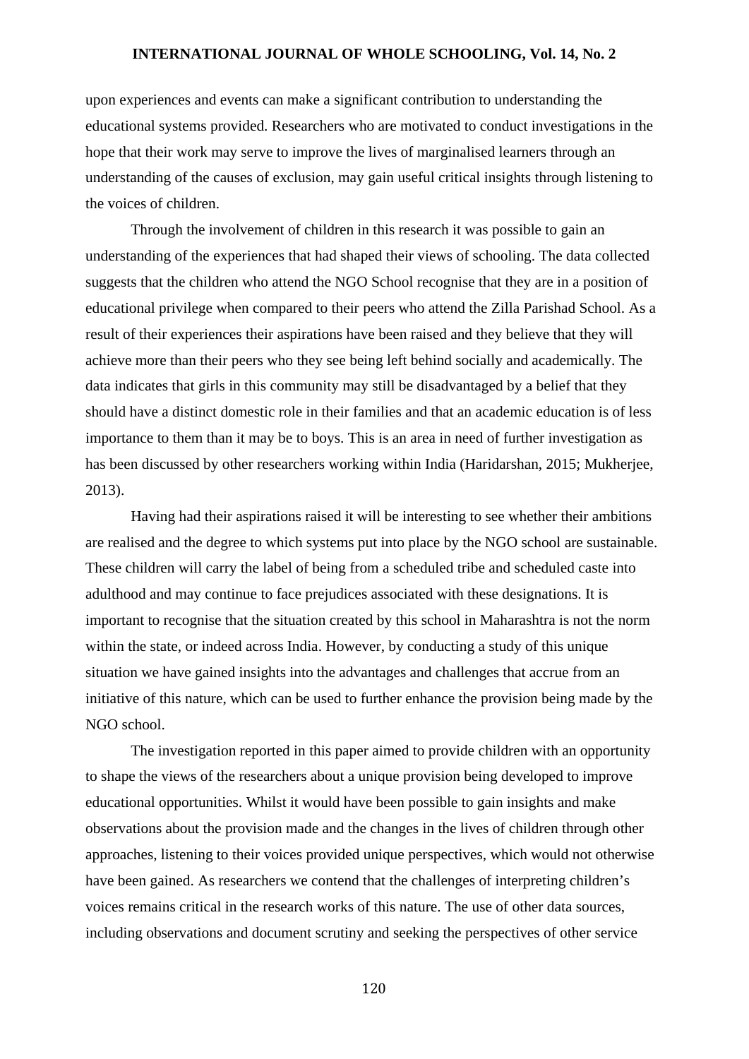upon experiences and events can make a significant contribution to understanding the educational systems provided. Researchers who are motivated to conduct investigations in the hope that their work may serve to improve the lives of marginalised learners through an understanding of the causes of exclusion, may gain useful critical insights through listening to the voices of children.

Through the involvement of children in this research it was possible to gain an understanding of the experiences that had shaped their views of schooling. The data collected suggests that the children who attend the NGO School recognise that they are in a position of educational privilege when compared to their peers who attend the Zilla Parishad School. As a result of their experiences their aspirations have been raised and they believe that they will achieve more than their peers who they see being left behind socially and academically. The data indicates that girls in this community may still be disadvantaged by a belief that they should have a distinct domestic role in their families and that an academic education is of less importance to them than it may be to boys. This is an area in need of further investigation as has been discussed by other researchers working within India (Haridarshan, 2015; Mukherjee, 2013).

Having had their aspirations raised it will be interesting to see whether their ambitions are realised and the degree to which systems put into place by the NGO school are sustainable. These children will carry the label of being from a scheduled tribe and scheduled caste into adulthood and may continue to face prejudices associated with these designations. It is important to recognise that the situation created by this school in Maharashtra is not the norm within the state, or indeed across India. However, by conducting a study of this unique situation we have gained insights into the advantages and challenges that accrue from an initiative of this nature, which can be used to further enhance the provision being made by the NGO school.

The investigation reported in this paper aimed to provide children with an opportunity to shape the views of the researchers about a unique provision being developed to improve educational opportunities. Whilst it would have been possible to gain insights and make observations about the provision made and the changes in the lives of children through other approaches, listening to their voices provided unique perspectives, which would not otherwise have been gained. As researchers we contend that the challenges of interpreting children's voices remains critical in the research works of this nature. The use of other data sources, including observations and document scrutiny and seeking the perspectives of other service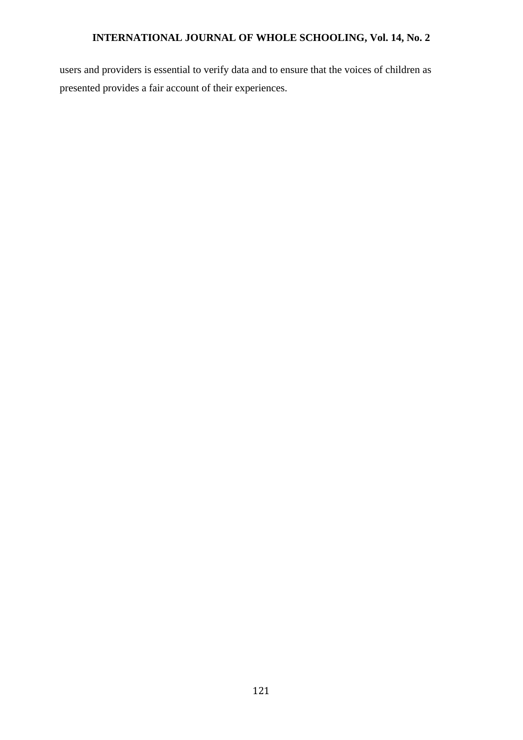users and providers is essential to verify data and to ensure that the voices of children as presented provides a fair account of their experiences.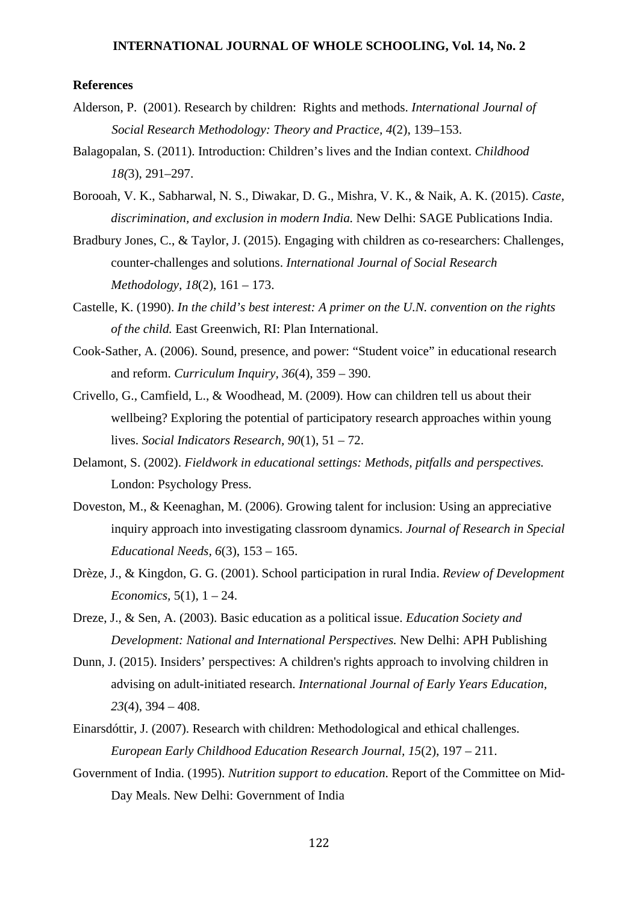**References**

Alderson, P.  (2001). Research by children:  Rights and methods. *International Journal of Social Research Methodology: Theory and Practice*, *4*(2), 139–153.

Balagopalan, S. (2011). Introduction: Children's lives and the Indian context. *Childhood 18(*3), 291–297.

Borooah, V. K., Sabharwal, N. S., Diwakar, D. G., Mishra, V. K., & Naik, A. K. (2015). *Caste, discrimination, and exclusion in modern India.* New Delhi: SAGE Publications India.

Bradbury Jones, C., & Taylor, J. (2015). Engaging with children as co-researchers: Challenges, counter-challenges and solutions. *International Journal of Social Research Methodology*, *18*(2), 161 – 173.

Castelle, K. (1990). *In the child's best interest: A primer on the U.N. convention on the rights of the child.* East Greenwich, RI: Plan International.

Cook-Sather, A. (2006). Sound, presence, and power: "Student voice" in educational research and reform. *Curriculum Inquiry*, *36*(4), 359 – 390.

Crivello, G., Camfield, L., & Woodhead, M. (2009). How can children tell us about their wellbeing? Exploring the potential of participatory research approaches within young lives. *Social Indicators Research, 90*(1), 51 – 72.

Delamont, S. (2002). *Fieldwork in educational settings: Methods, pitfalls and perspectives.* London: Psychology Press.

Doveston, M., & Keenaghan, M. (2006). Growing talent for inclusion: Using an appreciative inquiry approach into investigating classroom dynamics. *Journal of Research in Special Educational Needs*, *6*(3), 153 – 165.

Drèze, J., & Kingdon, G. G. (2001). School participation in rural India. *Review of Development Economics*, 5(1), 1 – 24.

Dreze, J., & Sen, A. (2003). Basic education as a political issue. *Education Society and Development: National and International Perspectives.* New Delhi: APH Publishing

Dunn, J. (2015). Insiders' perspectives: A children's rights approach to involving children in advising on adult-initiated research. *International Journal of Early Years Education*, *23*(4), 394 – 408.

Einarsdóttir, J. (2007). Research with children: Methodological and ethical challenges. *European Early Childhood Education Research Journal*, *15*(2), 197 – 211.

Government of India. (1995). *Nutrition support to education*. Report of the Committee on Mid-Day Meals. New Delhi: Government of India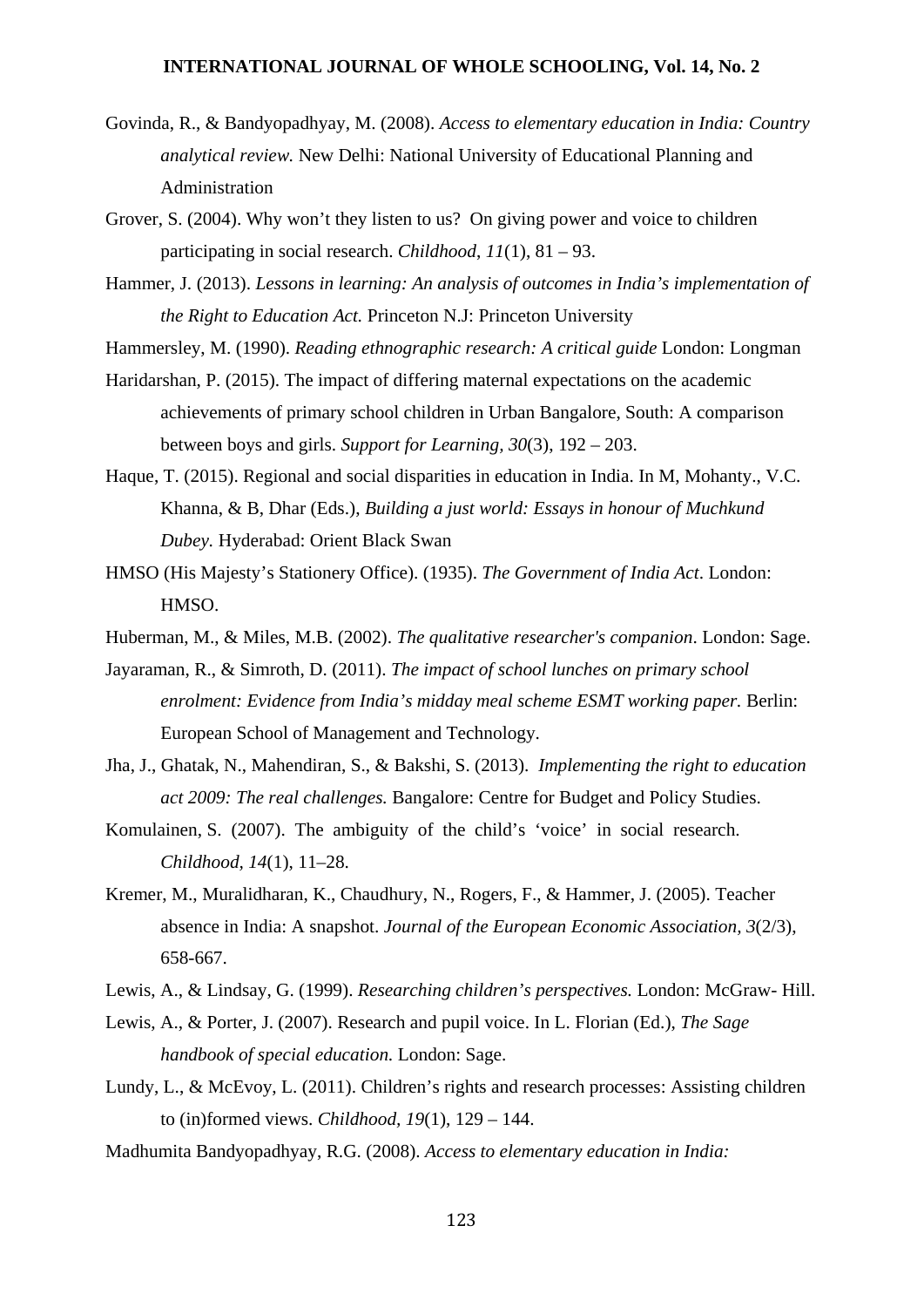Govinda, R., & Bandyopadhyay, M. (2008). *Access to elementary education in India: Country analytical review.* New Delhi: National University of Educational Planning and Administration

Grover, S. (2004). Why won't they listen to us? On giving power and voice to children participating in social research. *Childhood, 11*(1), 81 – 93.

Hammer, J. (2013). *Lessons in learning: An analysis of outcomes in India's implementation of the Right to Education Act.* Princeton N.J: Princeton University

Hammersley, M. (1990). *Reading ethnographic research: A critical guide* London: Longman

Haridarshan, P. (2015). The impact of differing maternal expectations on the academic achievements of primary school children in Urban Bangalore, South: A comparison between boys and girls. *Support for Learning, 30*(3), 192 – 203.

Haque, T. (2015). Regional and social disparities in education in India. In M, Mohanty., V.C. Khanna, & B, Dhar (Eds.), *Building a just world: Essays in honour of Muchkund Dubey.* Hyderabad: Orient Black Swan

HMSO (His Majesty's Stationery Office). (1935). *The Government of India Act*. London: HMSO.

Huberman, M., & Miles, M.B. (2002). *The qualitative researcher's companion*. London: Sage.

Jayaraman, R., & Simroth, D. (2011). *The impact of school lunches on primary school enrolment: Evidence from India's midday meal scheme ESMT working paper.* Berlin: European School of Management and Technology.

Jha, J., Ghatak, N., Mahendiran, S., & Bakshi, S. (2013). *Implementing the right to education act 2009: The real challenges.* Bangalore: Centre for Budget and Policy Studies.

Komulainen, S. (2007). The ambiguity of the child's 'voice' in social research. *Childhood, 14*(1), 11–28.

Kremer, M., Muralidharan, K., Chaudhury, N., Rogers, F., & Hammer, J. (2005). Teacher absence in India: A snapshot. *Journal of the European Economic Association, 3*(2/3), 658-667.

Lewis, A., & Lindsay, G. (1999). *Researching children's perspectives.* London: McGraw- Hill.

Lewis, A., & Porter, J. (2007). Research and pupil voice. In L. Florian (Ed.), *The Sage handbook of special education.* London: Sage.

Lundy, L., & McEvoy, L. (2011). Children's rights and research processes: Assisting children to (in)formed views. *Childhood, 19*(1), 129 – 144.

Madhumita Bandyopadhyay, R.G. (2008). *Access to elementary education in India:*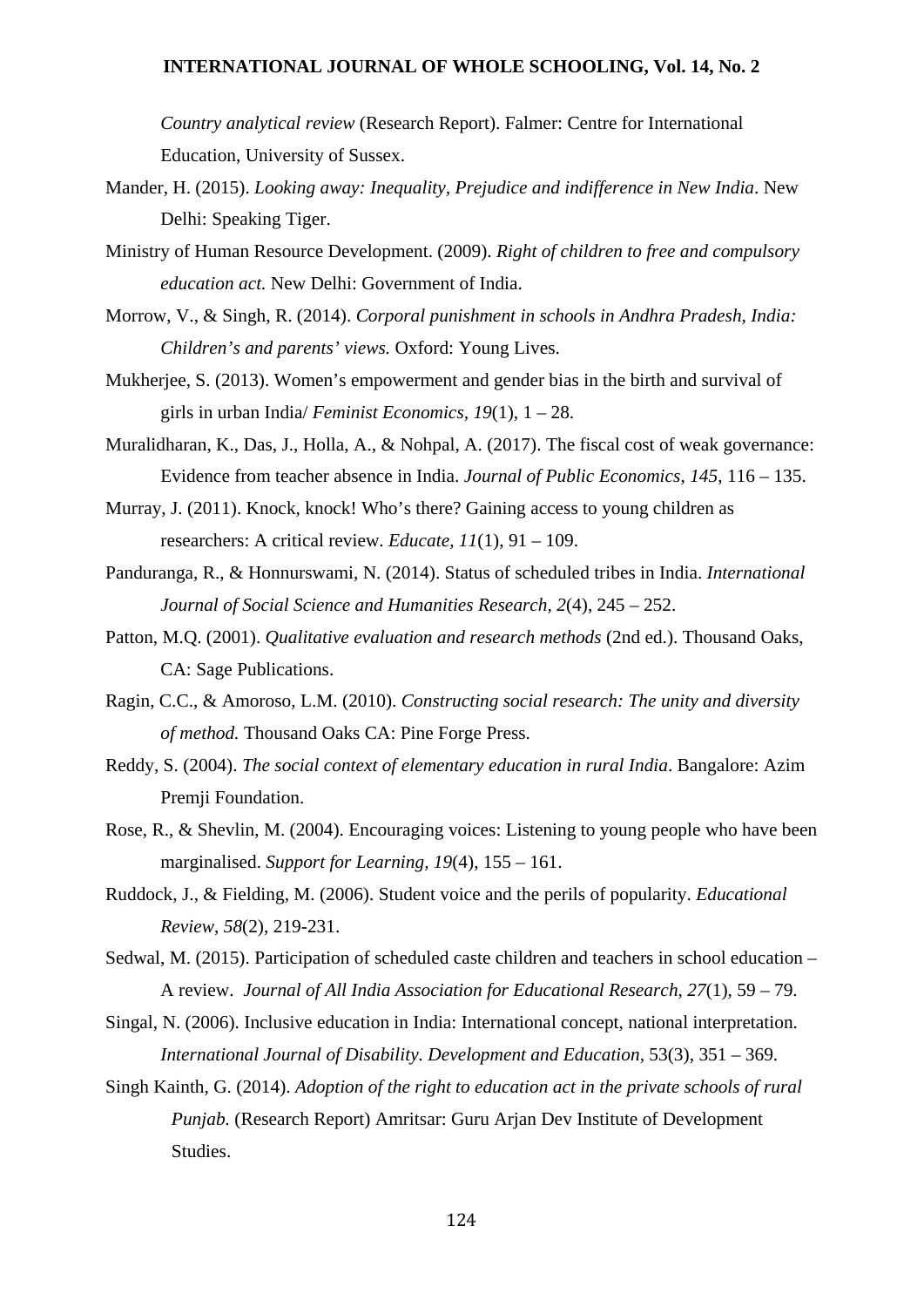*Country analytical review* (Research Report). Falmer: Centre for International Education, University of Sussex.

Mander, H. (2015). *Looking away: Inequality, Prejudice and indifference in New India*. New Delhi: Speaking Tiger.

Ministry of Human Resource Development. (2009). *Right of children to free and compulsory education act.* New Delhi: Government of India.

Morrow, V., & Singh, R. (2014). *Corporal punishment in schools in Andhra Pradesh, India: Children's and parents' views.* Oxford: Young Lives.

Mukherjee, S. (2013). Women's empowerment and gender bias in the birth and survival of girls in urban India/ *Feminist Economics*, *19*(1), 1 – 28.

Muralidharan, K., Das, J., Holla, A., & Nohpal, A. (2017). The fiscal cost of weak governance: Evidence from teacher absence in India. *Journal of Public Economics*, *145*, 116 – 135.

Murray, J. (2011). Knock, knock! Who's there? Gaining access to young children as researchers: A critical review. *Educate, 11*(1), 91 – 109.

Panduranga, R., & Honnurswami, N. (2014). Status of scheduled tribes in India. *International Journal of Social Science and Humanities Research*, *2*(4), 245 – 252.

Patton, M.Q. (2001). *Qualitative evaluation and research methods* (2nd ed.). Thousand Oaks, CA: Sage Publications.

Ragin, C.C., & Amoroso, L.M. (2010). *Constructing social research: The unity and diversity of method.* Thousand Oaks CA: Pine Forge Press.

Reddy, S. (2004). *The social context of elementary education in rural India*. Bangalore: Azim Premji Foundation.

Rose, R., & Shevlin, M. (2004). Encouraging voices: Listening to young people who have been marginalised. *Support for Learning, 19*(4), 155 – 161.

Ruddock, J., & Fielding, M. (2006). Student voice and the perils of popularity. *Educational Review*, *58*(2), 219-231.

Sedwal, M. (2015). Participation of scheduled caste children and teachers in school education – A review. *Journal of All India Association for Educational Research*, *27*(1), 59 – 79.

Singal, N. (2006). Inclusive education in India: International concept, national interpretation. *International Journal of Disability. Development and Education,* 53(3), 351 – 369.

Singh Kainth, G. (2014). *Adoption of the right to education act in the private schools of rural Punjab.* (Research Report) Amritsar: Guru Arjan Dev Institute of Development Studies.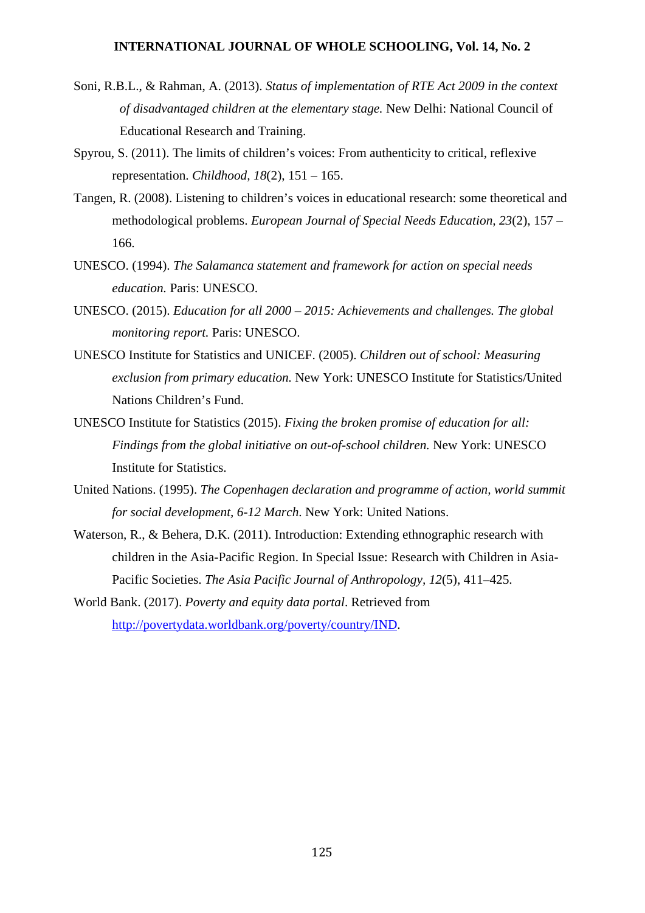Soni, R.B.L., & Rahman, A. (2013). *Status of implementation of RTE Act 2009 in the context of disadvantaged children at the elementary stage.* New Delhi: National Council of Educational Research and Training.

Spyrou, S. (2011). The limits of children's voices: From authenticity to critical, reflexive representation. *Childhood, 18*(2), 151 – 165.

Tangen, R. (2008). Listening to children's voices in educational research: some theoretical and methodological problems. *European Journal of Special Needs Education, 23*(2), 157 – 166.

UNESCO. (1994). *The Salamanca statement and framework for action on special needs education.* Paris: UNESCO.

UNESCO. (2015). *Education for all 2000 – 2015: Achievements and challenges. The global monitoring report.* Paris: UNESCO.

UNESCO Institute for Statistics and UNICEF. (2005). *Children out of school: Measuring exclusion from primary education.* New York: UNESCO Institute for Statistics/United Nations Children's Fund.

UNESCO Institute for Statistics (2015). *Fixing the broken promise of education for all: Findings from the global initiative on out-of-school children.* New York: UNESCO Institute for Statistics.

United Nations. (1995). *The Copenhagen declaration and programme of action, world summit for social development, 6-12 March*. New York: United Nations.

Waterson, R., & Behera, D.K. (2011). Introduction: Extending ethnographic research with children in the Asia-Pacific Region. In Special Issue: Research with Children in Asia-Pacific Societies. *The Asia Pacific Journal of Anthropology, 12*(5), 411–425.

World Bank. (2017). *Poverty and equity data portal*. Retrieved from http://povertydata.worldbank.org/poverty/country/IND.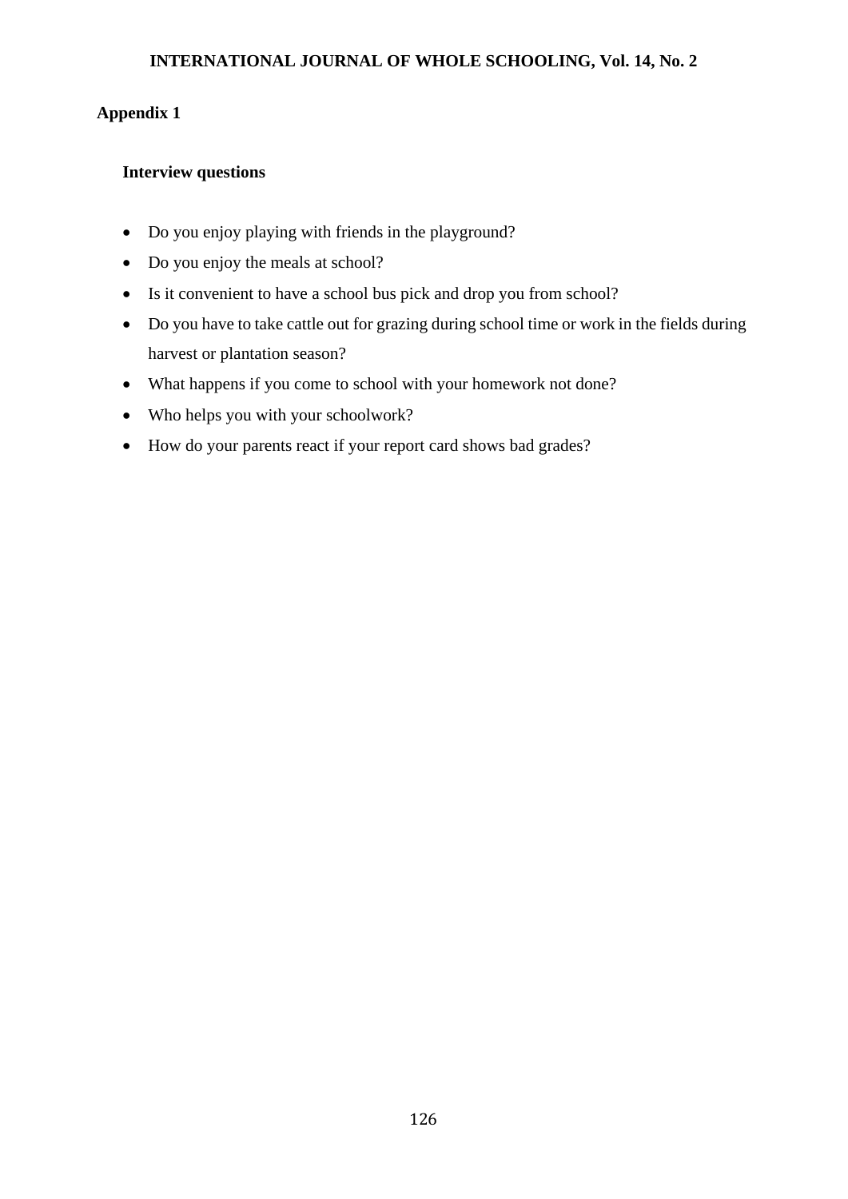## Appendix 1

### Interview questions

- Do you enjoy playing with friends in the playground?
- Do you enjoy the meals at school?
- Is it convenient to have a school bus pick and drop you from school?
- Do you have to take cattle out for grazing during school time or work in the fields during harvest or plantation season?
- What happens if you come to school with your homework not done?
- Who helps you with your schoolwork?
- How do your parents react if your report card shows bad grades?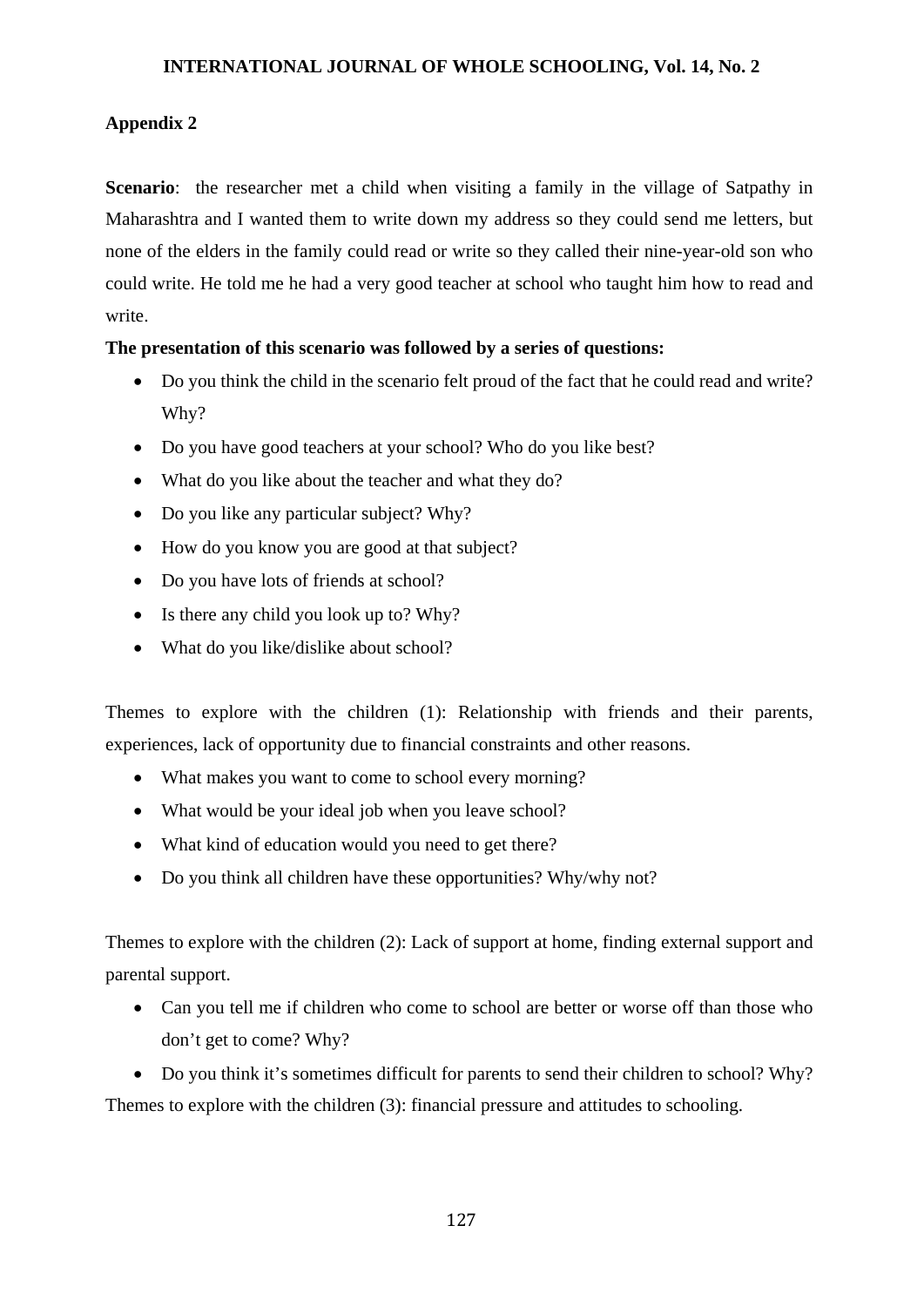## Appendix 2

**Scenario**: the researcher met a child when visiting a family in the village of Satpathy in Maharashtra and I wanted them to write down my address so they could send me letters, but none of the elders in the family could read or write so they called their nine-year-old son who could write. He told me he had a very good teacher at school who taught him how to read and write.

**The presentation of this scenario was followed by a series of questions:**

- Do you think the child in the scenario felt proud of the fact that he could read and write? Why?
- Do you have good teachers at your school? Who do you like best?
- What do you like about the teacher and what they do?
- Do you like any particular subject? Why?
- How do you know you are good at that subject?
- Do you have lots of friends at school?
- Is there any child you look up to? Why?
- What do you like/dislike about school?

Themes to explore with the children (1): Relationship with friends and their parents, experiences, lack of opportunity due to financial constraints and other reasons.

- What makes you want to come to school every morning?
- What would be your ideal job when you leave school?
- What kind of education would you need to get there?
- Do you think all children have these opportunities? Why/why not?

Themes to explore with the children (2): Lack of support at home, finding external support and parental support.

- Can you tell me if children who come to school are better or worse off than those who don't get to come? Why?
- Do you think it's sometimes difficult for parents to send their children to school? Why?

Themes to explore with the children (3): financial pressure and attitudes to schooling.